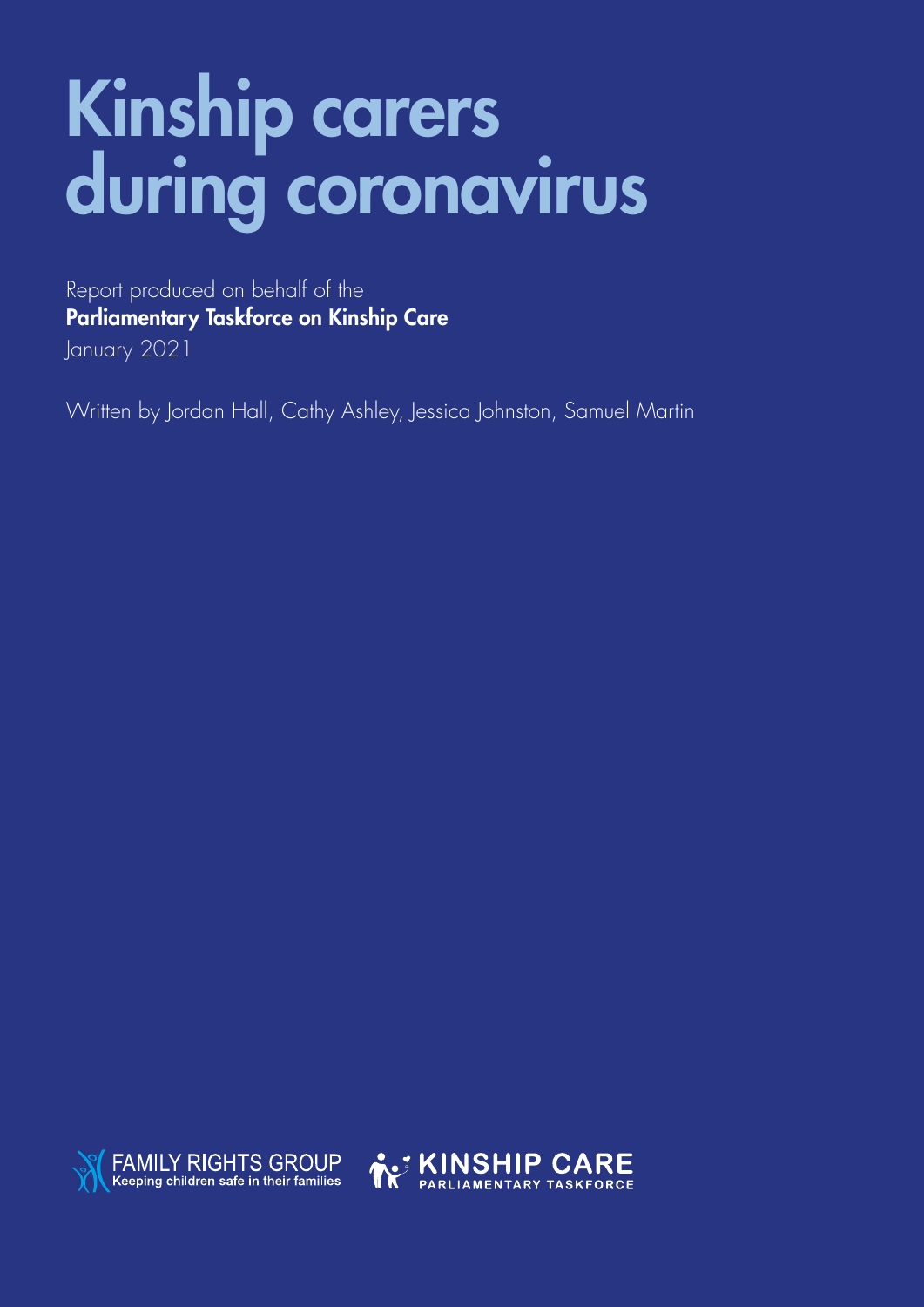# Kinship carers during coronavirus

Report produced on behalf of the
**Parliamentary Taskforce on Kinship Care**
January 2021

Written by Jordan Hall, Cathy Ashley, Jessica Johnston, Samuel Martin

FAMILY RIGHTS GROUP
Keeping children safe in their families

KINSHIP CARE
PARLIAMENTARY TASKFORCE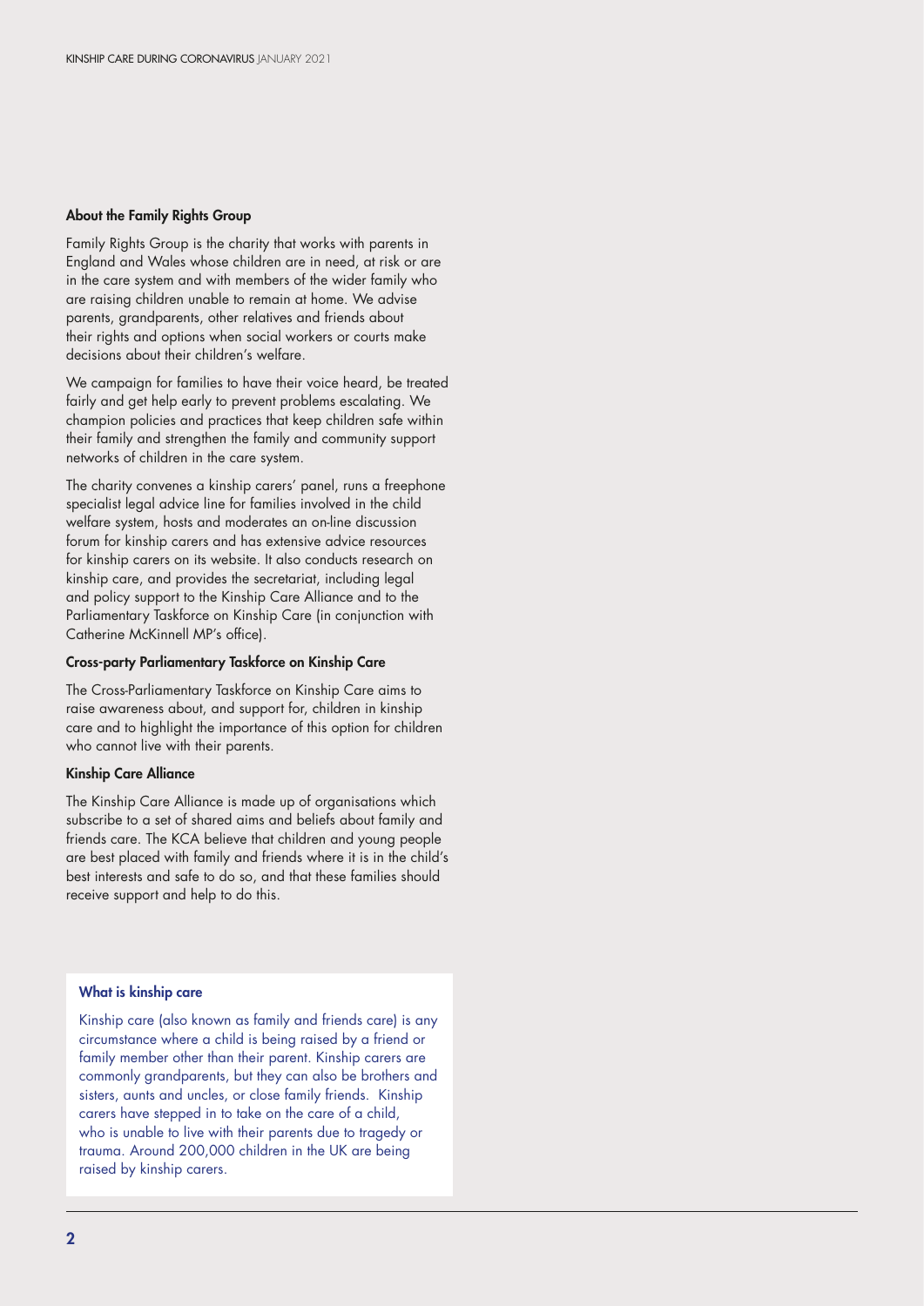## About the Family Rights Group

Family Rights Group is the charity that works with parents in England and Wales whose children are in need, at risk or are in the care system and with members of the wider family who are raising children unable to remain at home. We advise parents, grandparents, other relatives and friends about their rights and options when social workers or courts make decisions about their children's welfare.

We campaign for families to have their voice heard, be treated fairly and get help early to prevent problems escalating. We champion policies and practices that keep children safe within their family and strengthen the family and community support networks of children in the care system.

The charity convenes a kinship carers' panel, runs a freephone specialist legal advice line for families involved in the child welfare system, hosts and moderates an on-line discussion forum for kinship carers and has extensive advice resources for kinship carers on its website. It also conducts research on kinship care, and provides the secretariat, including legal and policy support to the Kinship Care Alliance and to the Parliamentary Taskforce on Kinship Care (in conjunction with Catherine McKinnell MP's office).

## Cross-party Parliamentary Taskforce on Kinship Care

The Cross-Parliamentary Taskforce on Kinship Care aims to raise awareness about, and support for, children in kinship care and to highlight the importance of this option for children who cannot live with their parents.

## Kinship Care Alliance

The Kinship Care Alliance is made up of organisations which subscribe to a set of shared aims and beliefs about family and friends care. The KCA believe that children and young people are best placed with family and friends where it is in the child's best interests and safe to do so, and that these families should receive support and help to do this.

### What is kinship care

Kinship care (also known as family and friends care) is any circumstance where a child is being raised by a friend or family member other than their parent. Kinship carers are commonly grandparents, but they can also be brothers and sisters, aunts and uncles, or close family friends. Kinship carers have stepped in to take on the care of a child, who is unable to live with their parents due to tragedy or trauma. Around 200,000 children in the UK are being raised by kinship carers.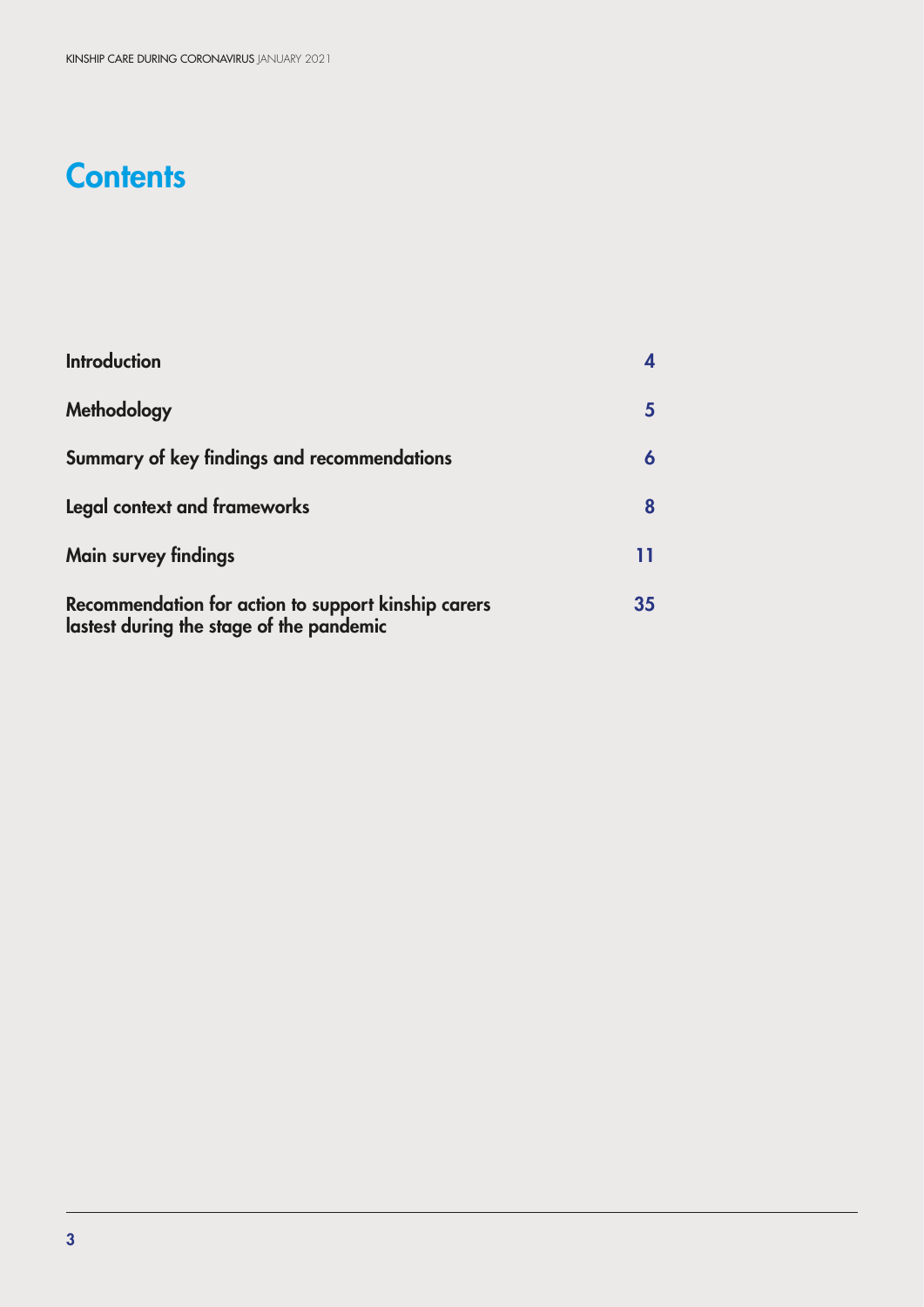# Contents

| | |
|---|---|
| **Introduction** | **4** |
| **Methodology** | **5** |
| **Summary of key findings and recommendations** | **6** |
| **Legal context and frameworks** | **8** |
| **Main survey findings** | **11** |
| **Recommendation for action to support kinship carers lastest during the stage of the pandemic** | **35** |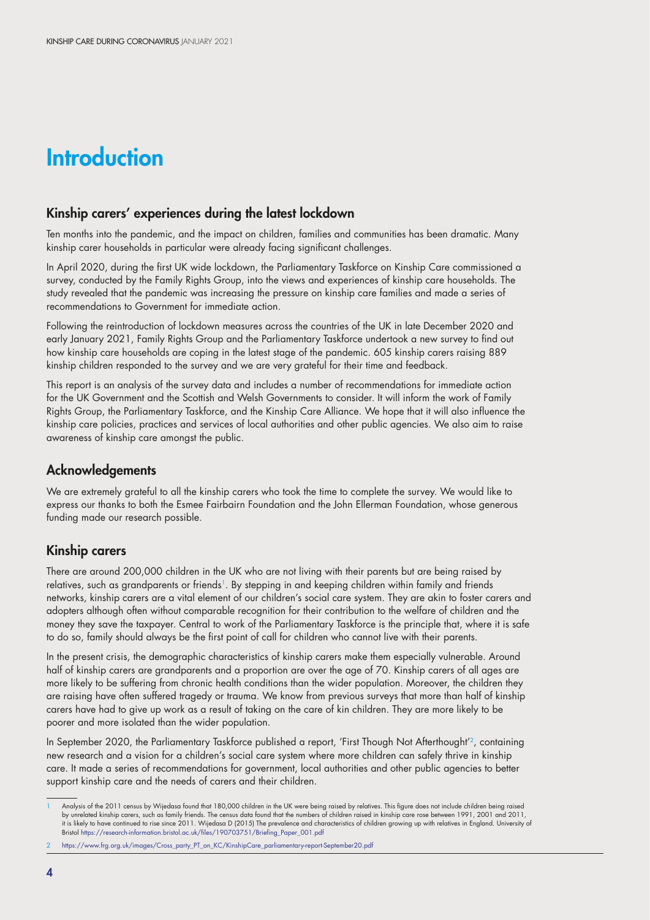# Introduction

## Kinship carers' experiences during the latest lockdown

Ten months into the pandemic, and the impact on children, families and communities has been dramatic. Many kinship carer households in particular were already facing significant challenges.

In April 2020, during the first UK wide lockdown, the Parliamentary Taskforce on Kinship Care commissioned a survey, conducted by the Family Rights Group, into the views and experiences of kinship care households. The study revealed that the pandemic was increasing the pressure on kinship care families and made a series of recommendations to Government for immediate action.

Following the reintroduction of lockdown measures across the countries of the UK in late December 2020 and early January 2021, Family Rights Group and the Parliamentary Taskforce undertook a new survey to find out how kinship care households are coping in the latest stage of the pandemic. 605 kinship carers raising 889 kinship children responded to the survey and we are very grateful for their time and feedback.

This report is an analysis of the survey data and includes a number of recommendations for immediate action for the UK Government and the Scottish and Welsh Governments to consider. It will inform the work of Family Rights Group, the Parliamentary Taskforce, and the Kinship Care Alliance. We hope that it will also influence the kinship care policies, practices and services of local authorities and other public agencies. We also aim to raise awareness of kinship care amongst the public.

## Acknowledgements

We are extremely grateful to all the kinship carers who took the time to complete the survey. We would like to express our thanks to both the Esmee Fairbairn Foundation and the John Ellerman Foundation, whose generous funding made our research possible.

## Kinship carers

There are around 200,000 children in the UK who are not living with their parents but are being raised by relatives, such as grandparents or friends[1]. By stepping in and keeping children within family and friends networks, kinship carers are a vital element of our children's social care system. They are akin to foster carers and adopters although often without comparable recognition for their contribution to the welfare of children and the money they save the taxpayer. Central to work of the Parliamentary Taskforce is the principle that, where it is safe to do so, family should always be the first point of call for children who cannot live with their parents.

In the present crisis, the demographic characteristics of kinship carers make them especially vulnerable. Around half of kinship carers are grandparents and a proportion are over the age of 70. Kinship carers of all ages are more likely to be suffering from chronic health conditions than the wider population. Moreover, the children they are raising have often suffered tragedy or trauma. We know from previous surveys that more than half of kinship carers have had to give up work as a result of taking on the care of kin children. They are more likely to be poorer and more isolated than the wider population.

In September 2020, the Parliamentary Taskforce published a report, 'First Though Not Afterthought'[2], containing new research and a vision for a children's social care system where more children can safely thrive in kinship care. It made a series of recommendations for government, local authorities and other public agencies to better support kinship care and the needs of carers and their children.

---

1 Analysis of the 2011 census by Wijedasa found that 180,000 children in the UK were being raised by relatives. This figure does not include children being raised by unrelated kinship carers, such as family friends. The census data found that the numbers of children raised in kinship care rose between 1991, 2001 and 2011, it is likely to have continued to rise since 2011. Wijedasa D (2015) The prevalence and characteristics of children growing up with relatives in England. University of Bristol https://research-information.bristol.ac.uk/files/190703751/Briefing_Paper_001.pdf

2 https://www.frg.org.uk/images/Cross_party_PT_on_KC/KinshipCare_parliamentary-report-September20.pdf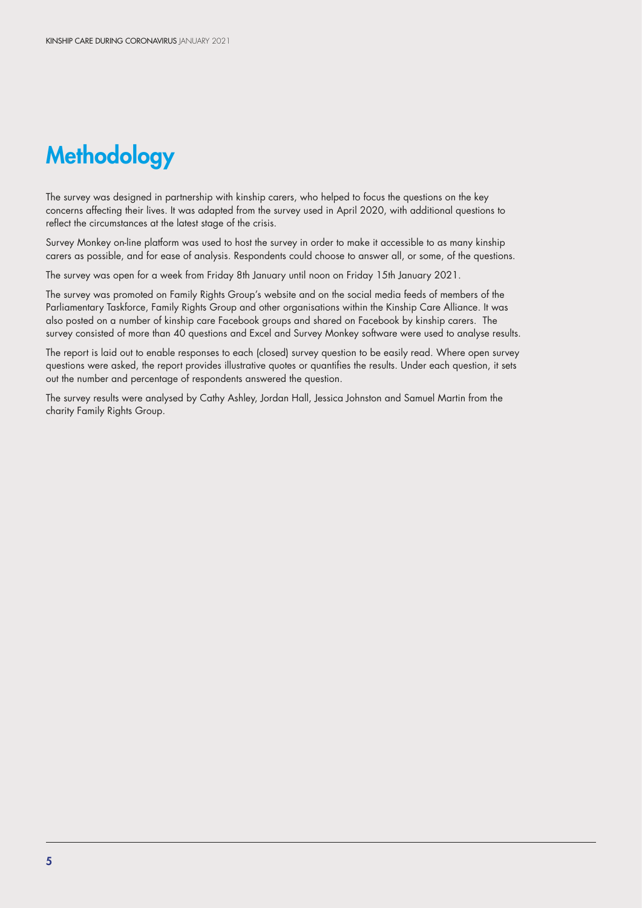# Methodology

The survey was designed in partnership with kinship carers, who helped to focus the questions on the key concerns affecting their lives. It was adapted from the survey used in April 2020, with additional questions to reflect the circumstances at the latest stage of the crisis.

Survey Monkey on-line platform was used to host the survey in order to make it accessible to as many kinship carers as possible, and for ease of analysis. Respondents could choose to answer all, or some, of the questions.

The survey was open for a week from Friday 8th January until noon on Friday 15th January 2021.

The survey was promoted on Family Rights Group's website and on the social media feeds of members of the Parliamentary Taskforce, Family Rights Group and other organisations within the Kinship Care Alliance. It was also posted on a number of kinship care Facebook groups and shared on Facebook by kinship carers. The survey consisted of more than 40 questions and Excel and Survey Monkey software were used to analyse results.

The report is laid out to enable responses to each (closed) survey question to be easily read. Where open survey questions were asked, the report provides illustrative quotes or quantifies the results. Under each question, it sets out the number and percentage of respondents answered the question.

The survey results were analysed by Cathy Ashley, Jordan Hall, Jessica Johnston and Samuel Martin from the charity Family Rights Group.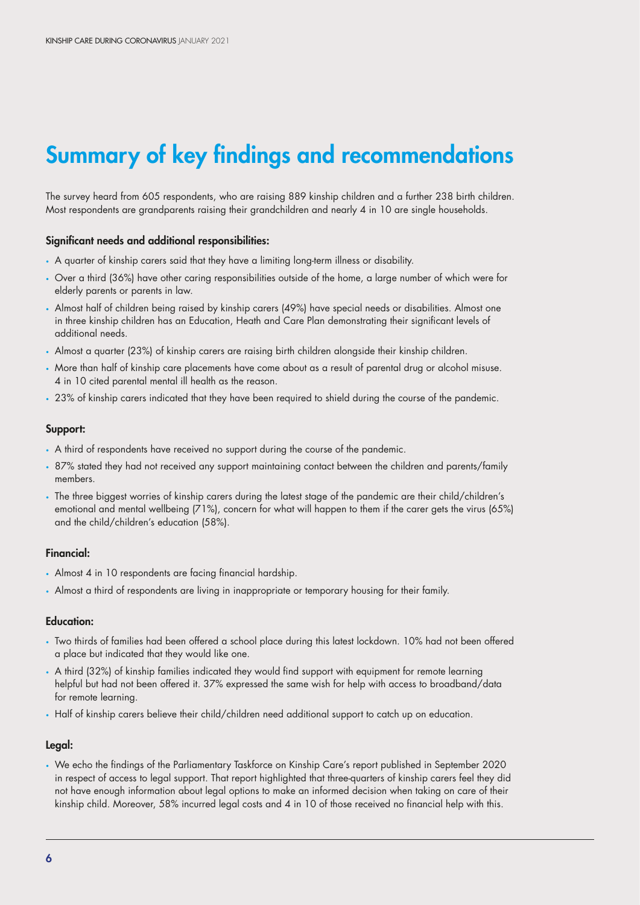# Summary of key findings and recommendations

The survey heard from 605 respondents, who are raising 889 kinship children and a further 238 birth children. Most respondents are grandparents raising their grandchildren and nearly 4 in 10 are single households.

**Significant needs and additional responsibilities:**

- A quarter of kinship carers said that they have a limiting long-term illness or disability.
- Over a third (36%) have other caring responsibilities outside of the home, a large number of which were for elderly parents or parents in law.
- Almost half of children being raised by kinship carers (49%) have special needs or disabilities. Almost one in three kinship children has an Education, Heath and Care Plan demonstrating their significant levels of additional needs.
- Almost a quarter (23%) of kinship carers are raising birth children alongside their kinship children.
- More than half of kinship care placements have come about as a result of parental drug or alcohol misuse. 4 in 10 cited parental mental ill health as the reason.
- 23% of kinship carers indicated that they have been required to shield during the course of the pandemic.

**Support:**

- A third of respondents have received no support during the course of the pandemic.
- 87% stated they had not received any support maintaining contact between the children and parents/family members.
- The three biggest worries of kinship carers during the latest stage of the pandemic are their child/children's emotional and mental wellbeing (71%), concern for what will happen to them if the carer gets the virus (65%) and the child/children's education (58%).

**Financial:**

- Almost 4 in 10 respondents are facing financial hardship.
- Almost a third of respondents are living in inappropriate or temporary housing for their family.

**Education:**

- Two thirds of families had been offered a school place during this latest lockdown. 10% had not been offered a place but indicated that they would like one.
- A third (32%) of kinship families indicated they would find support with equipment for remote learning helpful but had not been offered it. 37% expressed the same wish for help with access to broadband/data for remote learning.
- Half of kinship carers believe their child/children need additional support to catch up on education.

**Legal:**

- We echo the findings of the Parliamentary Taskforce on Kinship Care's report published in September 2020 in respect of access to legal support. That report highlighted that three-quarters of kinship carers feel they did not have enough information about legal options to make an informed decision when taking on care of their kinship child. Moreover, 58% incurred legal costs and 4 in 10 of those received no financial help with this.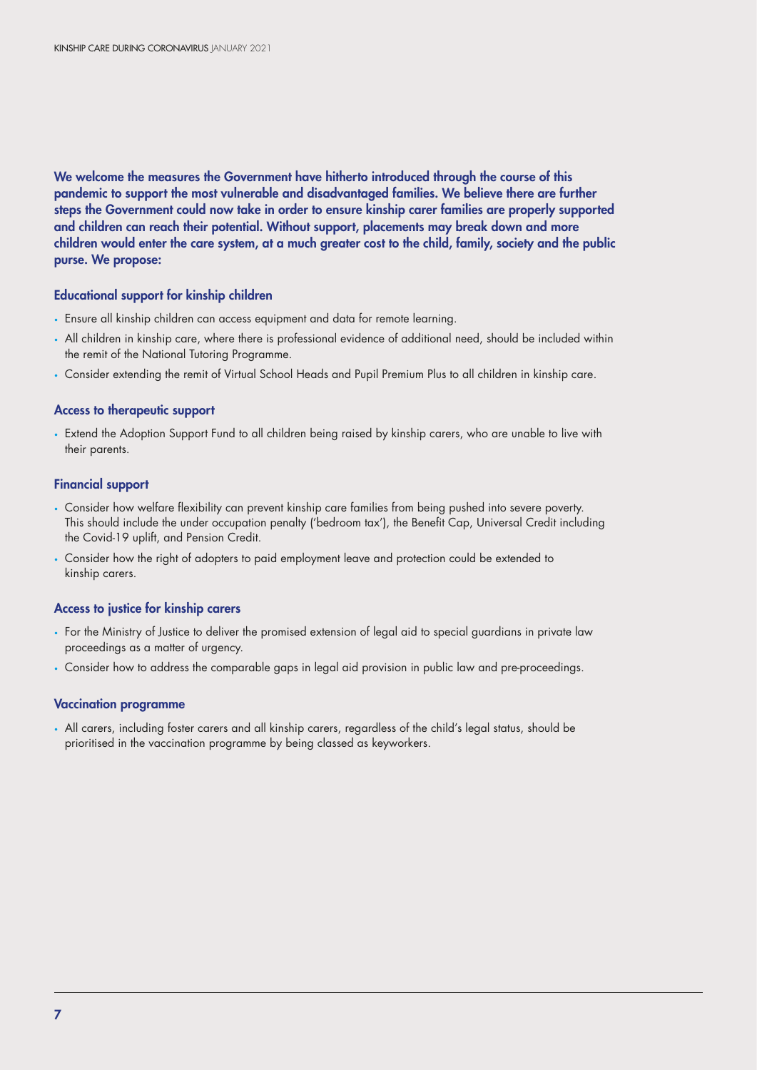**We welcome the measures the Government have hitherto introduced through the course of this pandemic to support the most vulnerable and disadvantaged families. We believe there are further steps the Government could now take in order to ensure kinship carer families are properly supported and children can reach their potential. Without support, placements may break down and more children would enter the care system, at a much greater cost to the child, family, society and the public purse. We propose:**

### Educational support for kinship children

- Ensure all kinship children can access equipment and data for remote learning.
- All children in kinship care, where there is professional evidence of additional need, should be included within the remit of the National Tutoring Programme.
- Consider extending the remit of Virtual School Heads and Pupil Premium Plus to all children in kinship care.

### Access to therapeutic support

- Extend the Adoption Support Fund to all children being raised by kinship carers, who are unable to live with their parents.

### Financial support

- Consider how welfare flexibility can prevent kinship care families from being pushed into severe poverty. This should include the under occupation penalty ('bedroom tax'), the Benefit Cap, Universal Credit including the Covid-19 uplift, and Pension Credit.
- Consider how the right of adopters to paid employment leave and protection could be extended to kinship carers.

### Access to justice for kinship carers

- For the Ministry of Justice to deliver the promised extension of legal aid to special guardians in private law proceedings as a matter of urgency.
- Consider how to address the comparable gaps in legal aid provision in public law and pre-proceedings.

### Vaccination programme

- All carers, including foster carers and all kinship carers, regardless of the child's legal status, should be prioritised in the vaccination programme by being classed as keyworkers.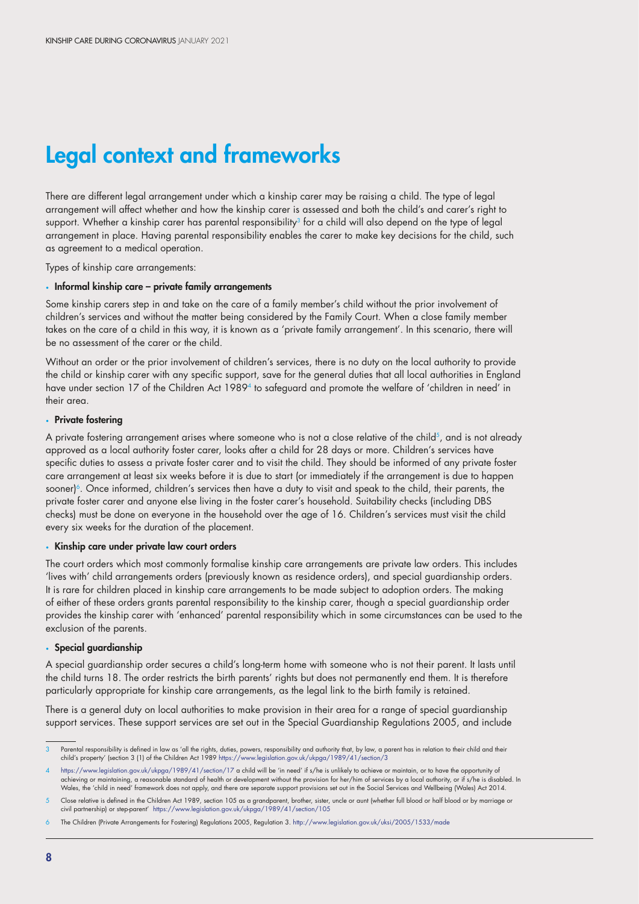# Legal context and frameworks

There are different legal arrangement under which a kinship carer may be raising a child. The type of legal arrangement will affect whether and how the kinship carer is assessed and both the child's and carer's right to support. Whether a kinship carer has parental responsibility[3] for a child will also depend on the type of legal arrangement in place. Having parental responsibility enables the carer to make key decisions for the child, such as agreement to a medical operation.

Types of kinship care arrangements:

- **Informal kinship care – private family arrangements**

Some kinship carers step in and take on the care of a family member's child without the prior involvement of children's services and without the matter being considered by the Family Court. When a close family member takes on the care of a child in this way, it is known as a 'private family arrangement'. In this scenario, there will be no assessment of the carer or the child.

Without an order or the prior involvement of children's services, there is no duty on the local authority to provide the child or kinship carer with any specific support, save for the general duties that all local authorities in England have under section 17 of the Children Act 1989[4] to safeguard and promote the welfare of 'children in need' in their area.

- **Private fostering**

A private fostering arrangement arises where someone who is not a close relative of the child[5], and is not already approved as a local authority foster carer, looks after a child for 28 days or more. Children's services have specific duties to assess a private foster carer and to visit the child. They should be informed of any private foster care arrangement at least six weeks before it is due to start (or immediately if the arrangement is due to happen sooner)[6]. Once informed, children's services then have a duty to visit and speak to the child, their parents, the private foster carer and anyone else living in the foster carer's household. Suitability checks (including DBS checks) must be done on everyone in the household over the age of 16. Children's services must visit the child every six weeks for the duration of the placement.

- **Kinship care under private law court orders**

The court orders which most commonly formalise kinship care arrangements are private law orders. This includes 'lives with' child arrangements orders (previously known as residence orders), and special guardianship orders. It is rare for children placed in kinship care arrangements to be made subject to adoption orders. The making of either of these orders grants parental responsibility to the kinship carer, though a special guardianship order provides the kinship carer with 'enhanced' parental responsibility which in some circumstances can be used to the exclusion of the parents.

- **Special guardianship**

A special guardianship order secures a child's long-term home with someone who is not their parent. It lasts until the child turns 18. The order restricts the birth parents' rights but does not permanently end them. It is therefore particularly appropriate for kinship care arrangements, as the legal link to the birth family is retained.

There is a general duty on local authorities to make provision in their area for a range of special guardianship support services. These support services are set out in the Special Guardianship Regulations 2005, and include

---

3 Parental responsibility is defined in law as 'all the rights, duties, powers, responsibility and authority that, by law, a parent has in relation to their child and their child's property' (section 3 (1) of the Children Act 1989 https://www.legislation.gov.uk/ukpga/1989/41/section/3

4 https://www.legislation.gov.uk/ukpga/1989/41/section/17 a child will be 'in need' if s/he is unlikely to achieve or maintain, or to have the opportunity of achieving or maintaining, a reasonable standard of health or development without the provision for her/him of services by a local authority, or if s/he is disabled. In Wales, the 'child in need' framework does not apply, and there are separate support provisions set out in the Social Services and Wellbeing (Wales) Act 2014.

5 Close relative is defined in the Children Act 1989, section 105 as a grandparent, brother, sister, uncle or aunt (whether full blood or half blood or by marriage or civil partnership) or step-parent' https://www.legislation.gov.uk/ukpga/1989/41/section/105

6 The Children (Private Arrangements for Fostering) Regulations 2005, Regulation 3. http://www.legislation.gov.uk/uksi/2005/1533/made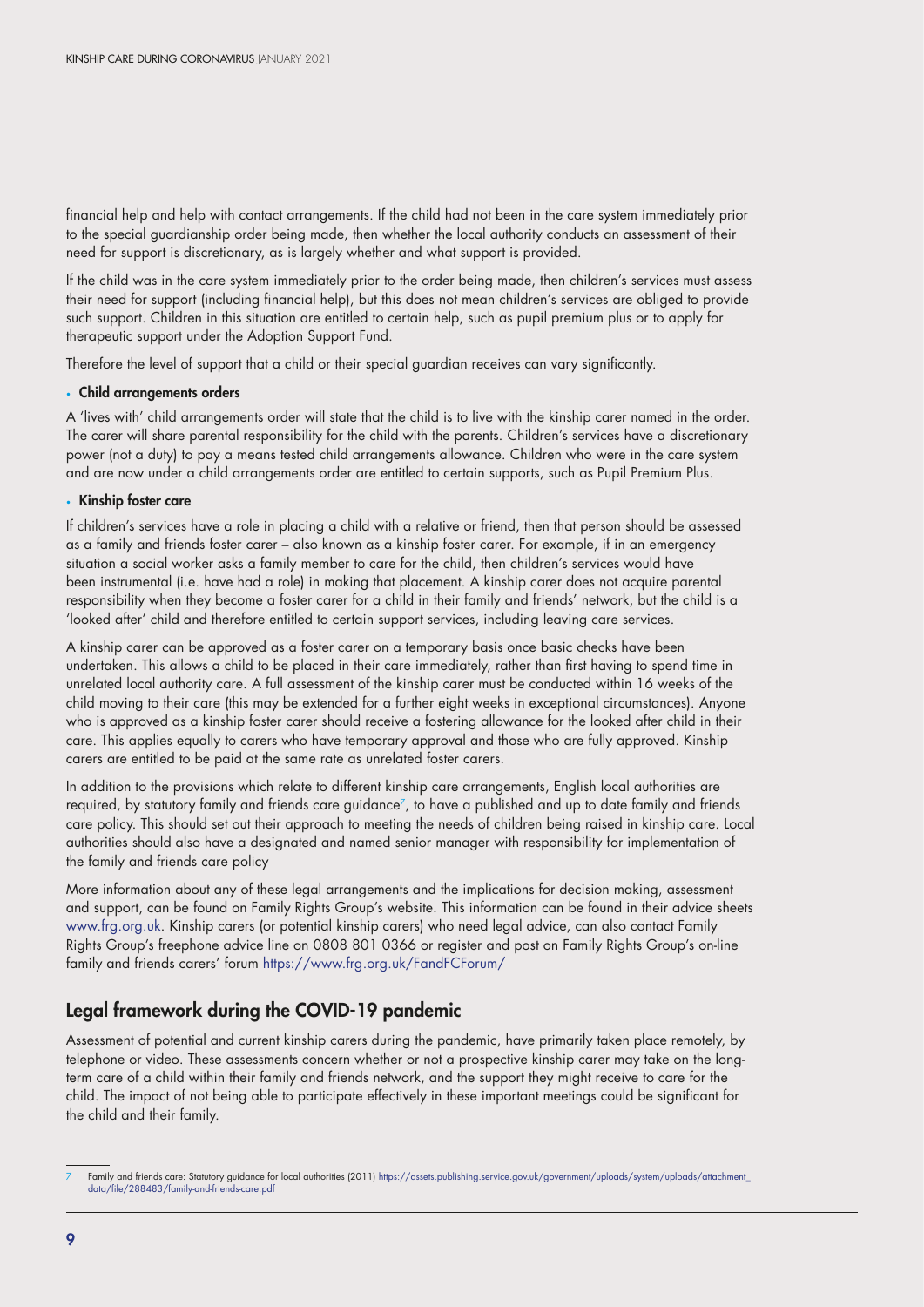financial help and help with contact arrangements. If the child had not been in the care system immediately prior to the special guardianship order being made, then whether the local authority conducts an assessment of their need for support is discretionary, as is largely whether and what support is provided.

If the child was in the care system immediately prior to the order being made, then children's services must assess their need for support (including financial help), but this does not mean children's services are obliged to provide such support. Children in this situation are entitled to certain help, such as pupil premium plus or to apply for therapeutic support under the Adoption Support Fund.

Therefore the level of support that a child or their special guardian receives can vary significantly.

- **Child arrangements orders**

A 'lives with' child arrangements order will state that the child is to live with the kinship carer named in the order. The carer will share parental responsibility for the child with the parents. Children's services have a discretionary power (not a duty) to pay a means tested child arrangements allowance. Children who were in the care system and are now under a child arrangements order are entitled to certain supports, such as Pupil Premium Plus.

- **Kinship foster care**

If children's services have a role in placing a child with a relative or friend, then that person should be assessed as a family and friends foster carer – also known as a kinship foster carer. For example, if in an emergency situation a social worker asks a family member to care for the child, then children's services would have been instrumental (i.e. have had a role) in making that placement. A kinship carer does not acquire parental responsibility when they become a foster carer for a child in their family and friends' network, but the child is a 'looked after' child and therefore entitled to certain support services, including leaving care services.

A kinship carer can be approved as a foster carer on a temporary basis once basic checks have been undertaken. This allows a child to be placed in their care immediately, rather than first having to spend time in unrelated local authority care. A full assessment of the kinship carer must be conducted within 16 weeks of the child moving to their care (this may be extended for a further eight weeks in exceptional circumstances). Anyone who is approved as a kinship foster carer should receive a fostering allowance for the looked after child in their care. This applies equally to carers who have temporary approval and those who are fully approved. Kinship carers are entitled to be paid at the same rate as unrelated foster carers.

In addition to the provisions which relate to different kinship care arrangements, English local authorities are required, by statutory family and friends care guidance[7], to have a published and up to date family and friends care policy. This should set out their approach to meeting the needs of children being raised in kinship care. Local authorities should also have a designated and named senior manager with responsibility for implementation of the family and friends care policy

More information about any of these legal arrangements and the implications for decision making, assessment and support, can be found on Family Rights Group's website. This information can be found in their advice sheets www.frg.org.uk. Kinship carers (or potential kinship carers) who need legal advice, can also contact Family Rights Group's freephone advice line on 0808 801 0366 or register and post on Family Rights Group's on-line family and friends carers' forum https://www.frg.org.uk/FandFCForum/

## Legal framework during the COVID-19 pandemic

Assessment of potential and current kinship carers during the pandemic, have primarily taken place remotely, by telephone or video. These assessments concern whether or not a prospective kinship carer may take on the long-term care of a child within their family and friends network, and the support they might receive to care for the child. The impact of not being able to participate effectively in these important meetings could be significant for the child and their family.

---

7 Family and friends care: Statutory guidance for local authorities (2011) https://assets.publishing.service.gov.uk/government/uploads/system/uploads/attachment_data/file/288483/family-and-friends-care.pdf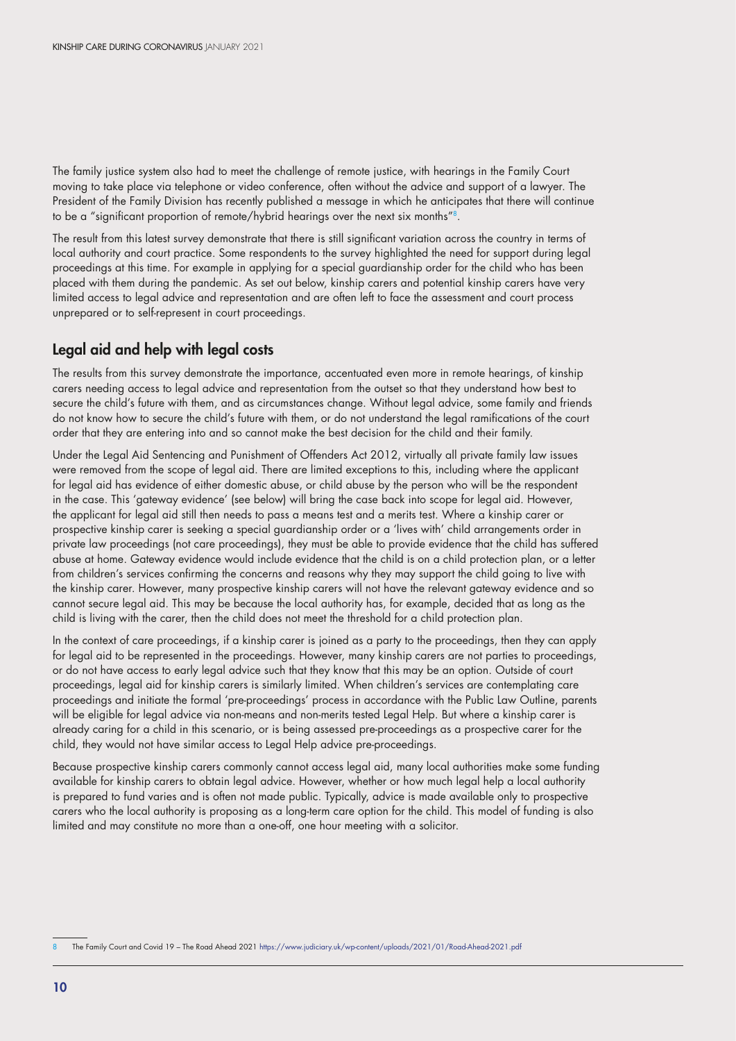The family justice system also had to meet the challenge of remote justice, with hearings in the Family Court moving to take place via telephone or video conference, often without the advice and support of a lawyer. The President of the Family Division has recently published a message in which he anticipates that there will continue to be a "significant proportion of remote/hybrid hearings over the next six months"[8].

The result from this latest survey demonstrate that there is still significant variation across the country in terms of local authority and court practice. Some respondents to the survey highlighted the need for support during legal proceedings at this time. For example in applying for a special guardianship order for the child who has been placed with them during the pandemic. As set out below, kinship carers and potential kinship carers have very limited access to legal advice and representation and are often left to face the assessment and court process unprepared or to self-represent in court proceedings.

## Legal aid and help with legal costs

The results from this survey demonstrate the importance, accentuated even more in remote hearings, of kinship carers needing access to legal advice and representation from the outset so that they understand how best to secure the child's future with them, and as circumstances change. Without legal advice, some family and friends do not know how to secure the child's future with them, or do not understand the legal ramifications of the court order that they are entering into and so cannot make the best decision for the child and their family.

Under the Legal Aid Sentencing and Punishment of Offenders Act 2012, virtually all private family law issues were removed from the scope of legal aid. There are limited exceptions to this, including where the applicant for legal aid has evidence of either domestic abuse, or child abuse by the person who will be the respondent in the case. This 'gateway evidence' (see below) will bring the case back into scope for legal aid. However, the applicant for legal aid still then needs to pass a means test and a merits test. Where a kinship carer or prospective kinship carer is seeking a special guardianship order or a 'lives with' child arrangements order in private law proceedings (not care proceedings), they must be able to provide evidence that the child has suffered abuse at home. Gateway evidence would include evidence that the child is on a child protection plan, or a letter from children's services confirming the concerns and reasons why they may support the child going to live with the kinship carer. However, many prospective kinship carers will not have the relevant gateway evidence and so cannot secure legal aid. This may be because the local authority has, for example, decided that as long as the child is living with the carer, then the child does not meet the threshold for a child protection plan.

In the context of care proceedings, if a kinship carer is joined as a party to the proceedings, then they can apply for legal aid to be represented in the proceedings. However, many kinship carers are not parties to proceedings, or do not have access to early legal advice such that they know that this may be an option. Outside of court proceedings, legal aid for kinship carers is similarly limited. When children's services are contemplating care proceedings and initiate the formal 'pre-proceedings' process in accordance with the Public Law Outline, parents will be eligible for legal advice via non-means and non-merits tested Legal Help. But where a kinship carer is already caring for a child in this scenario, or is being assessed pre-proceedings as a prospective carer for the child, they would not have similar access to Legal Help advice pre-proceedings.

Because prospective kinship carers commonly cannot access legal aid, many local authorities make some funding available for kinship carers to obtain legal advice. However, whether or how much legal help a local authority is prepared to fund varies and is often not made public. Typically, advice is made available only to prospective carers who the local authority is proposing as a long-term care option for the child. This model of funding is also limited and may constitute no more than a one-off, one hour meeting with a solicitor.

8 The Family Court and Covid 19 – The Road Ahead 2021 https://www.judiciary.uk/wp-content/uploads/2021/01/Road-Ahead-2021.pdf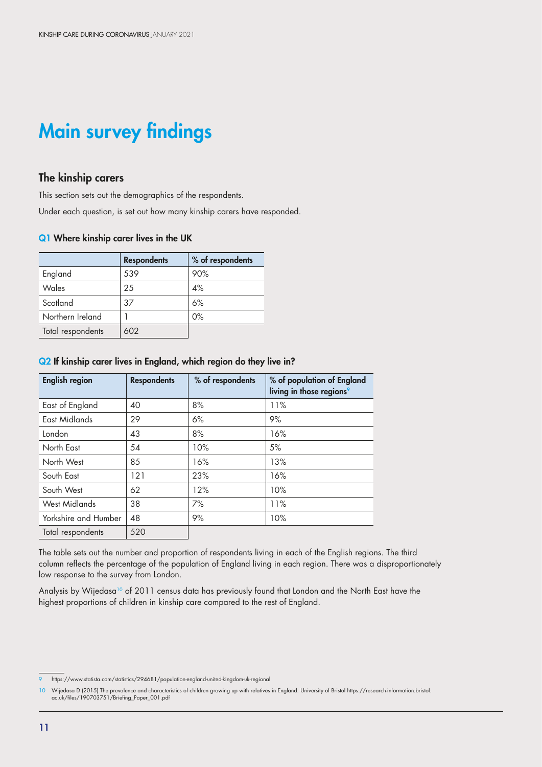# Main survey findings

## The kinship carers

This section sets out the demographics of the respondents.

Under each question, is set out how many kinship carers have responded.

### Q1 Where kinship carer lives in the UK

| | Respondents | % of respondents |
|---|---|---|
| England | 539 | 90% |
| Wales | 25 | 4% |
| Scotland | 37 | 6% |
| Northern Ireland | 1 | 0% |
| Total respondents | 602 | |

### Q2 If kinship carer lives in England, which region do they live in?

| English region | Respondents | % of respondents | % of population of England living in those regions[9] |
|---|---|---|---|
| East of England | 40 | 8% | 11% |
| East Midlands | 29 | 6% | 9% |
| London | 43 | 8% | 16% |
| North East | 54 | 10% | 5% |
| North West | 85 | 16% | 13% |
| South East | 121 | 23% | 16% |
| South West | 62 | 12% | 10% |
| West Midlands | 38 | 7% | 11% |
| Yorkshire and Humber | 48 | 9% | 10% |
| Total respondents | 520 | | |

The table sets out the number and proportion of respondents living in each of the English regions. The third column reflects the percentage of the population of England living in each region. There was a disproportionately low response to the survey from London.

Analysis by Wijedasa[10] of 2011 census data has previously found that London and the North East have the highest proportions of children in kinship care compared to the rest of England.

---

9 https://www.statista.com/statistics/294681/population-england-united-kingdom-uk-regional

10 Wijedasa D (2015) The prevalence and characteristics of children growing up with relatives in England. University of Bristol https://research-information.bristol.ac.uk/files/190703751/Briefing_Paper_001.pdf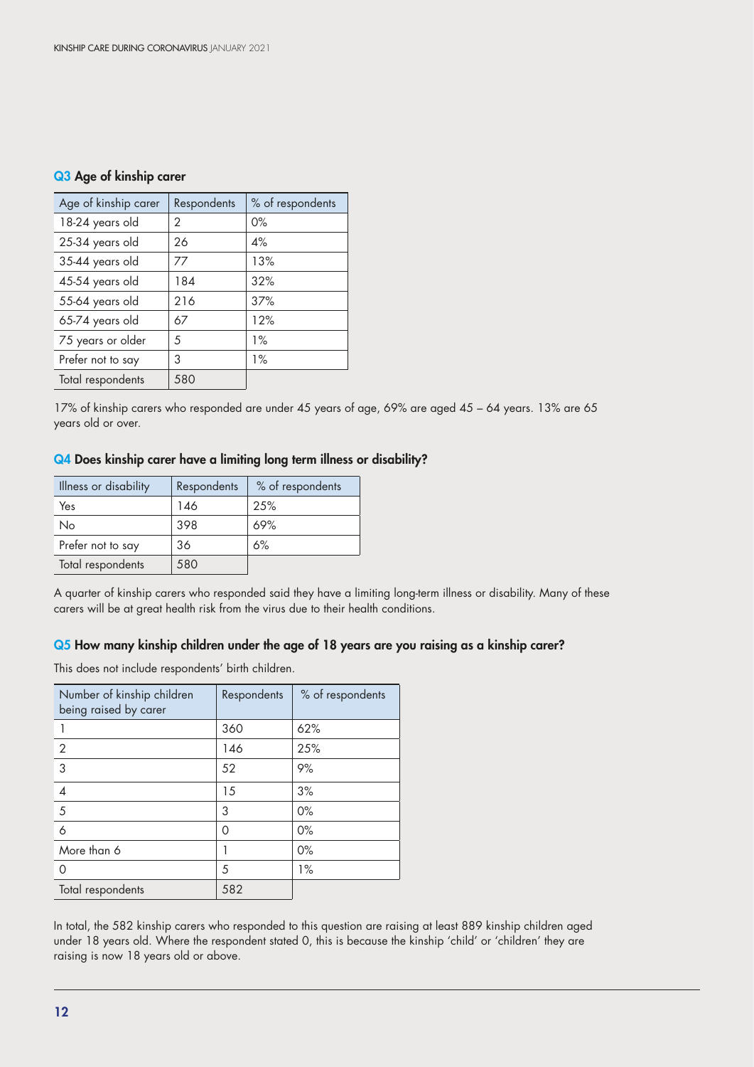### Q3 Age of kinship carer

| Age of kinship carer | Respondents | % of respondents |
|---|---|---|
| 18-24 years old | 2 | 0% |
| 25-34 years old | 26 | 4% |
| 35-44 years old | 77 | 13% |
| 45-54 years old | 184 | 32% |
| 55-64 years old | 216 | 37% |
| 65-74 years old | 67 | 12% |
| 75 years or older | 5 | 1% |
| Prefer not to say | 3 | 1% |
| Total respondents | 580 | |

17% of kinship carers who responded are under 45 years of age, 69% are aged 45 – 64 years. 13% are 65 years old or over.

### Q4 Does kinship carer have a limiting long term illness or disability?

| Illness or disability | Respondents | % of respondents |
|---|---|---|
| Yes | 146 | 25% |
| No | 398 | 69% |
| Prefer not to say | 36 | 6% |
| Total respondents | 580 | |

A quarter of kinship carers who responded said they have a limiting long-term illness or disability. Many of these carers will be at great health risk from the virus due to their health conditions.

### Q5 How many kinship children under the age of 18 years are you raising as a kinship carer?

This does not include respondents' birth children.

| Number of kinship children being raised by carer | Respondents | % of respondents |
|---|---|---|
| 1 | 360 | 62% |
| 2 | 146 | 25% |
| 3 | 52 | 9% |
| 4 | 15 | 3% |
| 5 | 3 | 0% |
| 6 | 0 | 0% |
| More than 6 | 1 | 0% |
| 0 | 5 | 1% |
| Total respondents | 582 | |

In total, the 582 kinship carers who responded to this question are raising at least 889 kinship children aged under 18 years old. Where the respondent stated 0, this is because the kinship 'child' or 'children' they are raising is now 18 years old or above.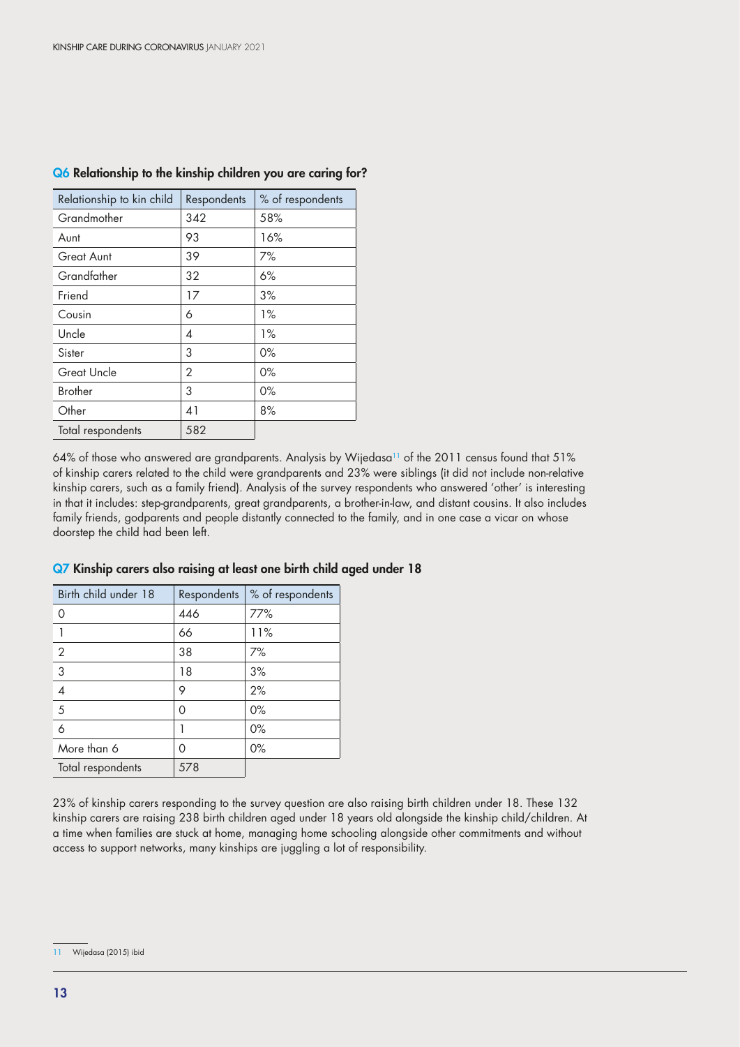### Q6 Relationship to the kinship children you are caring for?

| Relationship to kin child | Respondents | % of respondents |
|---|---|---|
| Grandmother | 342 | 58% |
| Aunt | 93 | 16% |
| Great Aunt | 39 | 7% |
| Grandfather | 32 | 6% |
| Friend | 17 | 3% |
| Cousin | 6 | 1% |
| Uncle | 4 | 1% |
| Sister | 3 | 0% |
| Great Uncle | 2 | 0% |
| Brother | 3 | 0% |
| Other | 41 | 8% |
| Total respondents | 582 | |

64% of those who answered are grandparents. Analysis by Wijedasa[11] of the 2011 census found that 51% of kinship carers related to the child were grandparents and 23% were siblings (it did not include non-relative kinship carers, such as a family friend). Analysis of the survey respondents who answered 'other' is interesting in that it includes: step-grandparents, great grandparents, a brother-in-law, and distant cousins. It also includes family friends, godparents and people distantly connected to the family, and in one case a vicar on whose doorstep the child had been left.

### Q7 Kinship carers also raising at least one birth child aged under 18

| Birth child under 18 | Respondents | % of respondents |
|---|---|---|
| 0 | 446 | 77% |
| 1 | 66 | 11% |
| 2 | 38 | 7% |
| 3 | 18 | 3% |
| 4 | 9 | 2% |
| 5 | 0 | 0% |
| 6 | 1 | 0% |
| More than 6 | 0 | 0% |
| Total respondents | 578 | |

23% of kinship carers responding to the survey question are also raising birth children under 18. These 132 kinship carers are raising 238 birth children aged under 18 years old alongside the kinship child/children. At a time when families are stuck at home, managing home schooling alongside other commitments and without access to support networks, many kinships are juggling a lot of responsibility.

11 Wijedasa (2015) ibid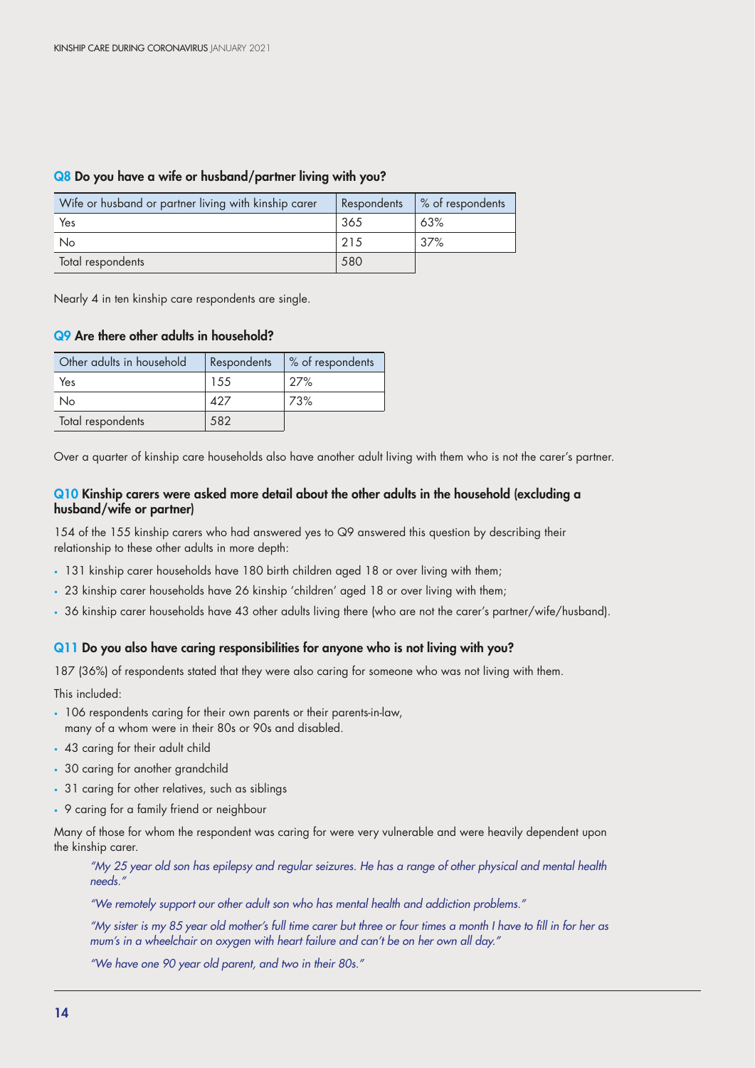### Q8 Do you have a wife or husband/partner living with you?

| Wife or husband or partner living with kinship carer | Respondents | % of respondents |
| --- | --- | --- |
| Yes | 365 | 63% |
| No | 215 | 37% |
| Total respondents | 580 | |

Nearly 4 in ten kinship care respondents are single.

### Q9 Are there other adults in household?

| Other adults in household | Respondents | % of respondents |
| --- | --- | --- |
| Yes | 155 | 27% |
| No | 427 | 73% |
| Total respondents | 582 | |

Over a quarter of kinship care households also have another adult living with them who is not the carer's partner.

### Q10 Kinship carers were asked more detail about the other adults in the household (excluding a husband/wife or partner)

154 of the 155 kinship carers who had answered yes to Q9 answered this question by describing their relationship to these other adults in more depth:

- 131 kinship carer households have 180 birth children aged 18 or over living with them;
- 23 kinship carer households have 26 kinship 'children' aged 18 or over living with them;
- 36 kinship carer households have 43 other adults living there (who are not the carer's partner/wife/husband).

### Q11 Do you also have caring responsibilities for anyone who is not living with you?

187 (36%) of respondents stated that they were also caring for someone who was not living with them.

This included:

- 106 respondents caring for their own parents or their parents-in-law, many of a whom were in their 80s or 90s and disabled.
- 43 caring for their adult child
- 30 caring for another grandchild
- 31 caring for other relatives, such as siblings
- 9 caring for a family friend or neighbour

Many of those for whom the respondent was caring for were very vulnerable and were heavily dependent upon the kinship carer.

> *"My 25 year old son has epilepsy and regular seizures. He has a range of other physical and mental health needs."*
>
> *"We remotely support our other adult son who has mental health and addiction problems."*
>
> *"My sister is my 85 year old mother's full time carer but three or four times a month I have to fill in for her as mum's in a wheelchair on oxygen with heart failure and can't be on her own all day."*
>
> *"We have one 90 year old parent, and two in their 80s."*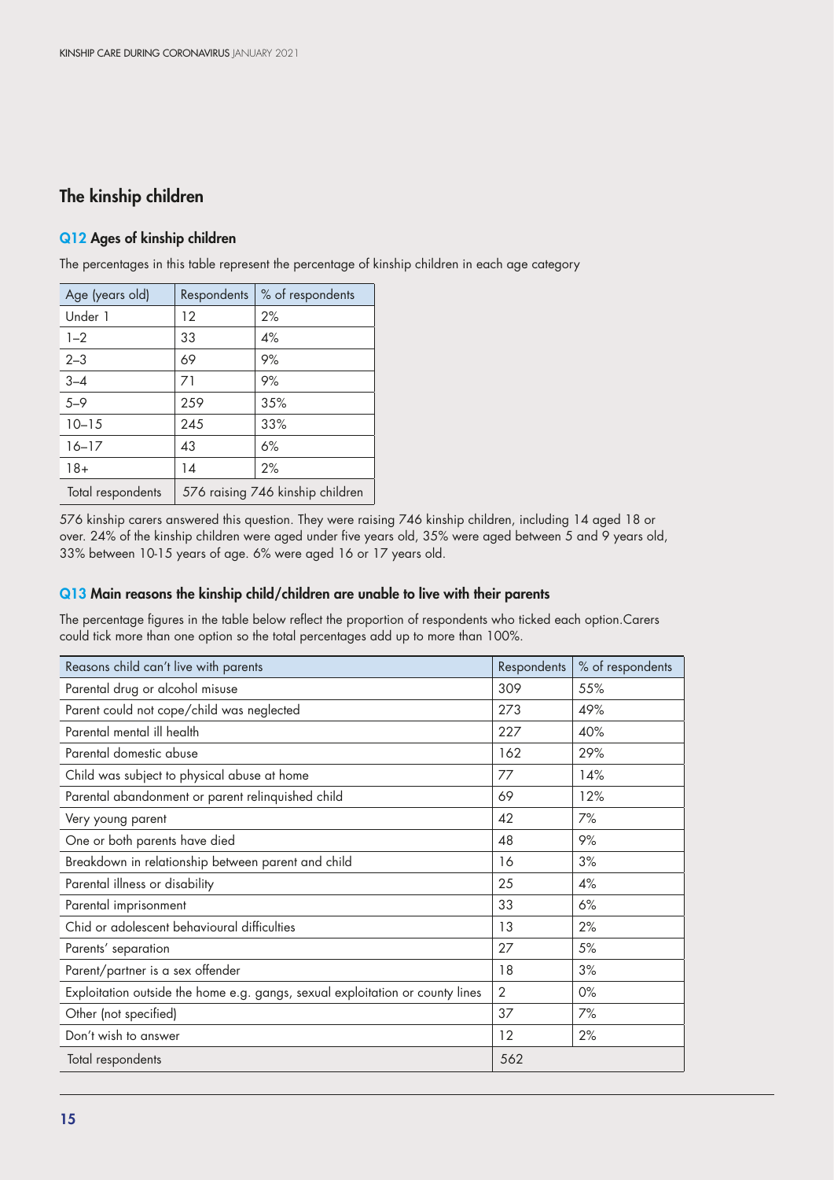## The kinship children

### Q12 Ages of kinship children

The percentages in this table represent the percentage of kinship children in each age category

| Age (years old) | Respondents | % of respondents |
|---|---|---|
| Under 1 | 12 | 2% |
| 1–2 | 33 | 4% |
| 2–3 | 69 | 9% |
| 3–4 | 71 | 9% |
| 5–9 | 259 | 35% |
| 10–15 | 245 | 33% |
| 16–17 | 43 | 6% |
| 18+ | 14 | 2% |
| Total respondents | 576 raising 746 kinship children | |

576 kinship carers answered this question. They were raising 746 kinship children, including 14 aged 18 or over. 24% of the kinship children were aged under five years old, 35% were aged between 5 and 9 years old, 33% between 10-15 years of age. 6% were aged 16 or 17 years old.

### Q13 Main reasons the kinship child/children are unable to live with their parents

The percentage figures in the table below reflect the proportion of respondents who ticked each option.Carers could tick more than one option so the total percentages add up to more than 100%.

| Reasons child can't live with parents | Respondents | % of respondents |
|---|---|---|
| Parental drug or alcohol misuse | 309 | 55% |
| Parent could not cope/child was neglected | 273 | 49% |
| Parental mental ill health | 227 | 40% |
| Parental domestic abuse | 162 | 29% |
| Child was subject to physical abuse at home | 77 | 14% |
| Parental abandonment or parent relinquished child | 69 | 12% |
| Very young parent | 42 | 7% |
| One or both parents have died | 48 | 9% |
| Breakdown in relationship between parent and child | 16 | 3% |
| Parental illness or disability | 25 | 4% |
| Parental imprisonment | 33 | 6% |
| Chid or adolescent behavioural difficulties | 13 | 2% |
| Parents' separation | 27 | 5% |
| Parent/partner is a sex offender | 18 | 3% |
| Exploitation outside the home e.g. gangs, sexual exploitation or county lines | 2 | 0% |
| Other (not specified) | 37 | 7% |
| Don't wish to answer | 12 | 2% |
| Total respondents | 562 | |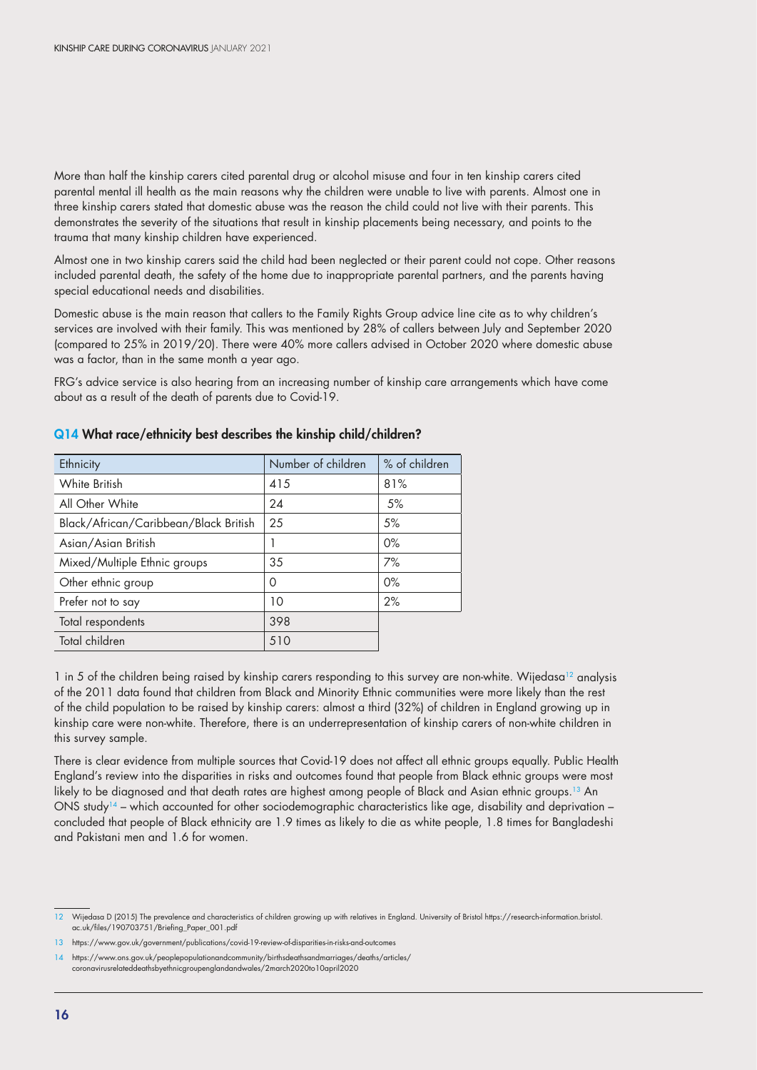More than half the kinship carers cited parental drug or alcohol misuse and four in ten kinship carers cited parental mental ill health as the main reasons why the children were unable to live with parents. Almost one in three kinship carers stated that domestic abuse was the reason the child could not live with their parents. This demonstrates the severity of the situations that result in kinship placements being necessary, and points to the trauma that many kinship children have experienced.

Almost one in two kinship carers said the child had been neglected or their parent could not cope. Other reasons included parental death, the safety of the home due to inappropriate parental partners, and the parents having special educational needs and disabilities.

Domestic abuse is the main reason that callers to the Family Rights Group advice line cite as to why children's services are involved with their family. This was mentioned by 28% of callers between July and September 2020 (compared to 25% in 2019/20). There were 40% more callers advised in October 2020 where domestic abuse was a factor, than in the same month a year ago.

FRG's advice service is also hearing from an increasing number of kinship care arrangements which have come about as a result of the death of parents due to Covid-19.

### Q14 What race/ethnicity best describes the kinship child/children?

| Ethnicity | Number of children | % of children |
|---|---|---|
| White British | 415 | 81% |
| All Other White | 24 | 5% |
| Black/African/Caribbean/Black British | 25 | 5% |
| Asian/Asian British | 1 | 0% |
| Mixed/Multiple Ethnic groups | 35 | 7% |
| Other ethnic group | 0 | 0% |
| Prefer not to say | 10 | 2% |
| Total respondents | 398 | |
| Total children | 510 | |

1 in 5 of the children being raised by kinship carers responding to this survey are non-white. Wijedasa[12] analysis of the 2011 data found that children from Black and Minority Ethnic communities were more likely than the rest of the child population to be raised by kinship carers: almost a third (32%) of children in England growing up in kinship care were non-white. Therefore, there is an underrepresentation of kinship carers of non-white children in this survey sample.

There is clear evidence from multiple sources that Covid-19 does not affect all ethnic groups equally. Public Health England's review into the disparities in risks and outcomes found that people from Black ethnic groups were most likely to be diagnosed and that death rates are highest among people of Black and Asian ethnic groups.[13] An ONS study[14] – which accounted for other sociodemographic characteristics like age, disability and deprivation – concluded that people of Black ethnicity are 1.9 times as likely to die as white people, 1.8 times for Bangladeshi and Pakistani men and 1.6 for women.

---

12 Wijedasa D (2015) The prevalence and characteristics of children growing up with relatives in England. University of Bristol https://research-information.bristol.ac.uk/files/190703751/Briefing_Paper_001.pdf

13 https://www.gov.uk/government/publications/covid-19-review-of-disparities-in-risks-and-outcomes

14 https://www.ons.gov.uk/peoplepopulationandcommunity/birthsdeathsandmarriages/deaths/articles/coronavirusrelateddeathsbyethnicgroupenglandandwales/2march2020to10april2020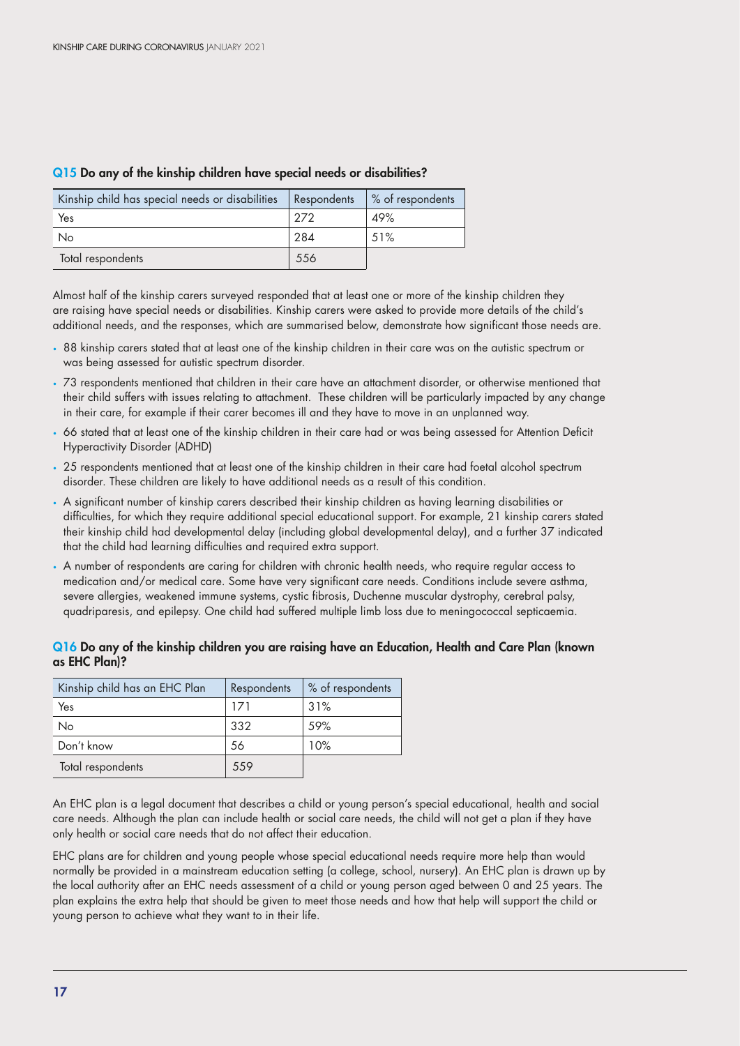### Q15 Do any of the kinship children have special needs or disabilities?

| Kinship child has special needs or disabilities | Respondents | % of respondents |
|---|---|---|
| Yes | 272 | 49% |
| No | 284 | 51% |
| Total respondents | 556 | |

Almost half of the kinship carers surveyed responded that at least one or more of the kinship children they are raising have special needs or disabilities. Kinship carers were asked to provide more details of the child's additional needs, and the responses, which are summarised below, demonstrate how significant those needs are.

- 88 kinship carers stated that at least one of the kinship children in their care was on the autistic spectrum or was being assessed for autistic spectrum disorder.
- 73 respondents mentioned that children in their care have an attachment disorder, or otherwise mentioned that their child suffers with issues relating to attachment. These children will be particularly impacted by any change in their care, for example if their carer becomes ill and they have to move in an unplanned way.
- 66 stated that at least one of the kinship children in their care had or was being assessed for Attention Deficit Hyperactivity Disorder (ADHD)
- 25 respondents mentioned that at least one of the kinship children in their care had foetal alcohol spectrum disorder. These children are likely to have additional needs as a result of this condition.
- A significant number of kinship carers described their kinship children as having learning disabilities or difficulties, for which they require additional special educational support. For example, 21 kinship carers stated their kinship child had developmental delay (including global developmental delay), and a further 37 indicated that the child had learning difficulties and required extra support.
- A number of respondents are caring for children with chronic health needs, who require regular access to medication and/or medical care. Some have very significant care needs. Conditions include severe asthma, severe allergies, weakened immune systems, cystic fibrosis, Duchenne muscular dystrophy, cerebral palsy, quadriparesis, and epilepsy. One child had suffered multiple limb loss due to meningococcal septicaemia.

### Q16 Do any of the kinship children you are raising have an Education, Health and Care Plan (known as EHC Plan)?

| Kinship child has an EHC Plan | Respondents | % of respondents |
|---|---|---|
| Yes | 171 | 31% |
| No | 332 | 59% |
| Don't know | 56 | 10% |
| Total respondents | 559 | |

An EHC plan is a legal document that describes a child or young person's special educational, health and social care needs. Although the plan can include health or social care needs, the child will not get a plan if they have only health or social care needs that do not affect their education.

EHC plans are for children and young people whose special educational needs require more help than would normally be provided in a mainstream education setting (a college, school, nursery). An EHC plan is drawn up by the local authority after an EHC needs assessment of a child or young person aged between 0 and 25 years. The plan explains the extra help that should be given to meet those needs and how that help will support the child or young person to achieve what they want to in their life.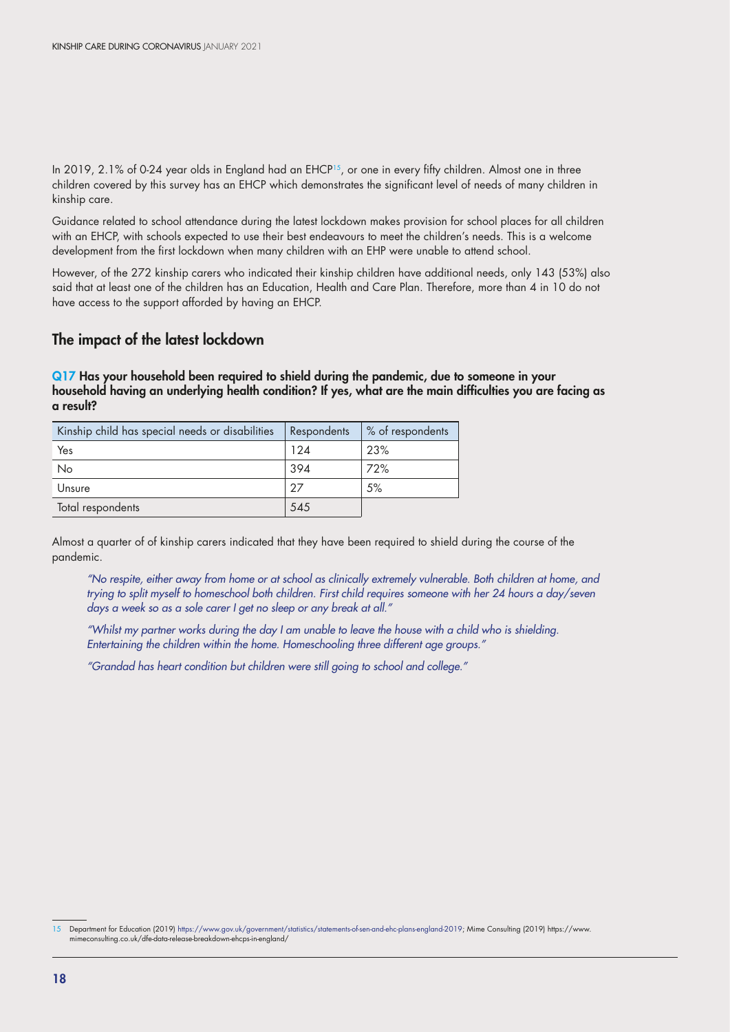In 2019, 2.1% of 0-24 year olds in England had an EHCP[15], or one in every fifty children. Almost one in three children covered by this survey has an EHCP which demonstrates the significant level of needs of many children in kinship care.

Guidance related to school attendance during the latest lockdown makes provision for school places for all children with an EHCP, with schools expected to use their best endeavours to meet the children's needs. This is a welcome development from the first lockdown when many children with an EHP were unable to attend school.

However, of the 272 kinship carers who indicated their kinship children have additional needs, only 143 (53%) also said that at least one of the children has an Education, Health and Care Plan. Therefore, more than 4 in 10 do not have access to the support afforded by having an EHCP.

## The impact of the latest lockdown

### Q17 Has your household been required to shield during the pandemic, due to someone in your household having an underlying health condition? If yes, what are the main difficulties you are facing as a result?

| Kinship child has special needs or disabilities | Respondents | % of respondents |
|---|---|---|
| Yes | 124 | 23% |
| No | 394 | 72% |
| Unsure | 27 | 5% |
| Total respondents | 545 | |

Almost a quarter of of kinship carers indicated that they have been required to shield during the course of the pandemic.

> *"No respite, either away from home or at school as clinically extremely vulnerable. Both children at home, and trying to split myself to homeschool both children. First child requires someone with her 24 hours a day/seven days a week so as a sole carer I get no sleep or any break at all."*

> *"Whilst my partner works during the day I am unable to leave the house with a child who is shielding. Entertaining the children within the home. Homeschooling three different age groups."*

> *"Grandad has heart condition but children were still going to school and college."*

---

15 Department for Education (2019) https://www.gov.uk/government/statistics/statements-of-sen-and-ehc-plans-england-2019; Mime Consulting (2019) https://www.mimeconsulting.co.uk/dfe-data-release-breakdown-ehcps-in-england/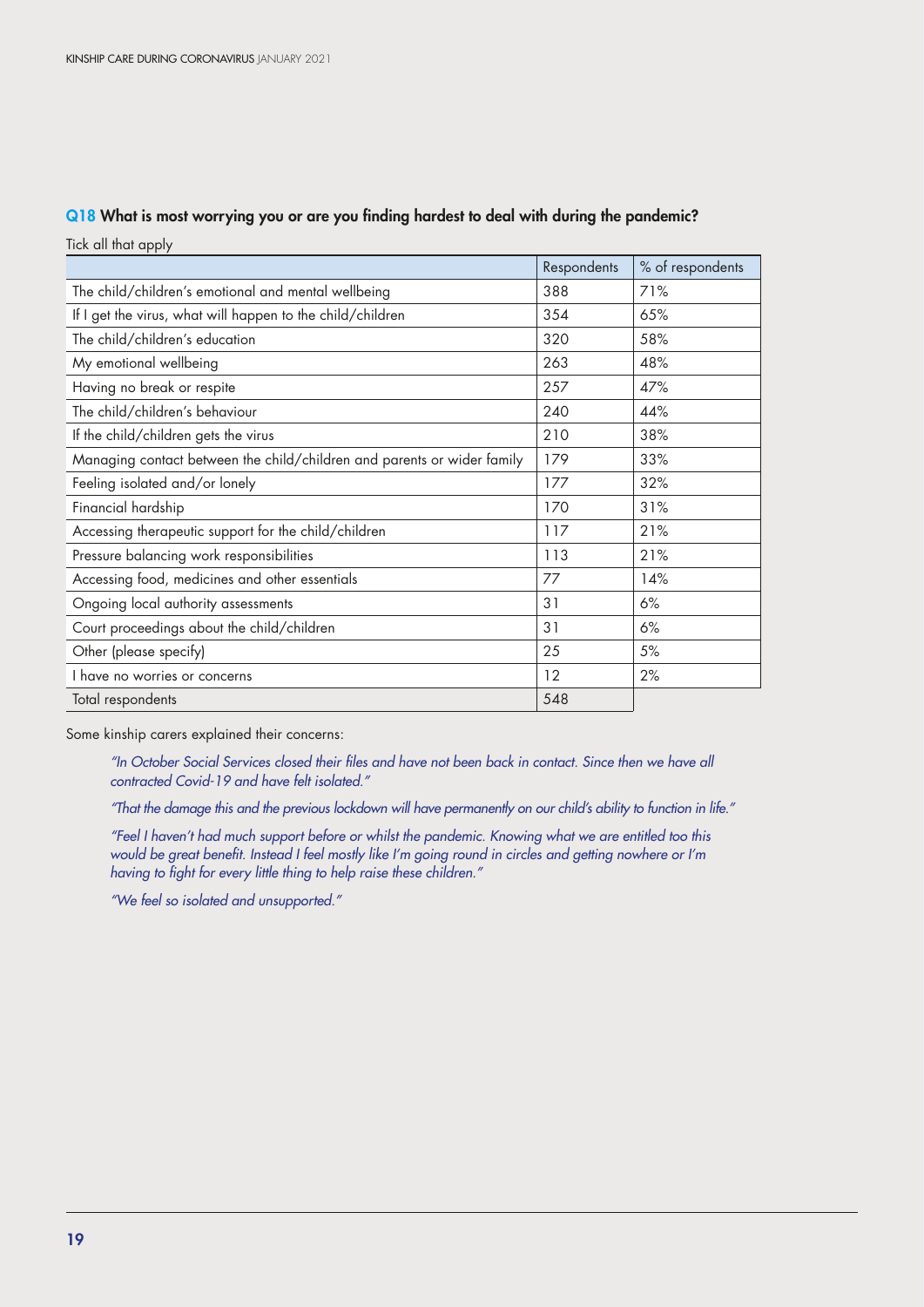### Q18 What is most worrying you or are you finding hardest to deal with during the pandemic?

Tick all that apply

| | Respondents | % of respondents |
|---|---|---|
| The child/children's emotional and mental wellbeing | 388 | 71% |
| If I get the virus, what will happen to the child/children | 354 | 65% |
| The child/children's education | 320 | 58% |
| My emotional wellbeing | 263 | 48% |
| Having no break or respite | 257 | 47% |
| The child/children's behaviour | 240 | 44% |
| If the child/children gets the virus | 210 | 38% |
| Managing contact between the child/children and parents or wider family | 179 | 33% |
| Feeling isolated and/or lonely | 177 | 32% |
| Financial hardship | 170 | 31% |
| Accessing therapeutic support for the child/children | 117 | 21% |
| Pressure balancing work responsibilities | 113 | 21% |
| Accessing food, medicines and other essentials | 77 | 14% |
| Ongoing local authority assessments | 31 | 6% |
| Court proceedings about the child/children | 31 | 6% |
| Other (please specify) | 25 | 5% |
| I have no worries or concerns | 12 | 2% |
| Total respondents | 548 | |

Some kinship carers explained their concerns:

*"In October Social Services closed their files and have not been back in contact. Since then we have all contracted Covid-19 and have felt isolated."*

*"That the damage this and the previous lockdown will have permanently on our child's ability to function in life."*

*"Feel I haven't had much support before or whilst the pandemic. Knowing what we are entitled too this would be great benefit. Instead I feel mostly like I'm going round in circles and getting nowhere or I'm having to fight for every little thing to help raise these children."*

*"We feel so isolated and unsupported."*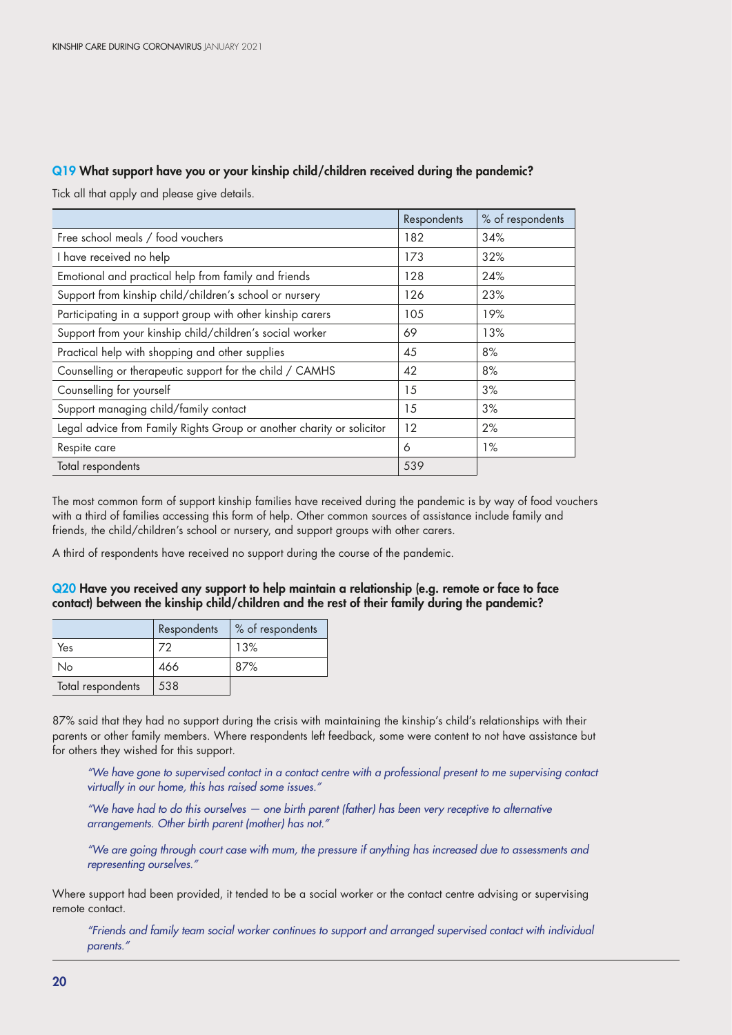### Q19 What support have you or your kinship child/children received during the pandemic?

Tick all that apply and please give details.

| | Respondents | % of respondents |
|---|---|---|
| Free school meals / food vouchers | 182 | 34% |
| I have received no help | 173 | 32% |
| Emotional and practical help from family and friends | 128 | 24% |
| Support from kinship child/children's school or nursery | 126 | 23% |
| Participating in a support group with other kinship carers | 105 | 19% |
| Support from your kinship child/children's social worker | 69 | 13% |
| Practical help with shopping and other supplies | 45 | 8% |
| Counselling or therapeutic support for the child / CAMHS | 42 | 8% |
| Counselling for yourself | 15 | 3% |
| Support managing child/family contact | 15 | 3% |
| Legal advice from Family Rights Group or another charity or solicitor | 12 | 2% |
| Respite care | 6 | 1% |
| Total respondents | 539 | |

The most common form of support kinship families have received during the pandemic is by way of food vouchers with a third of families accessing this form of help. Other common sources of assistance include family and friends, the child/children's school or nursery, and support groups with other carers.

A third of respondents have received no support during the course of the pandemic.

### Q20 Have you received any support to help maintain a relationship (e.g. remote or face to face contact) between the kinship child/children and the rest of their family during the pandemic?

| | Respondents | % of respondents |
|---|---|---|
| Yes | 72 | 13% |
| No | 466 | 87% |
| Total respondents | 538 | |

87% said that they had no support during the crisis with maintaining the kinship's child's relationships with their parents or other family members. Where respondents left feedback, some were content to not have assistance but for others they wished for this support.

> *"We have gone to supervised contact in a contact centre with a professional present to me supervising contact virtually in our home, this has raised some issues."*

> *"We have had to do this ourselves – one birth parent (father) has been very receptive to alternative arrangements. Other birth parent (mother) has not."*

> *"We are going through court case with mum, the pressure if anything has increased due to assessments and representing ourselves."*

Where support had been provided, it tended to be a social worker or the contact centre advising or supervising remote contact.

> *"Friends and family team social worker continues to support and arranged supervised contact with individual parents."*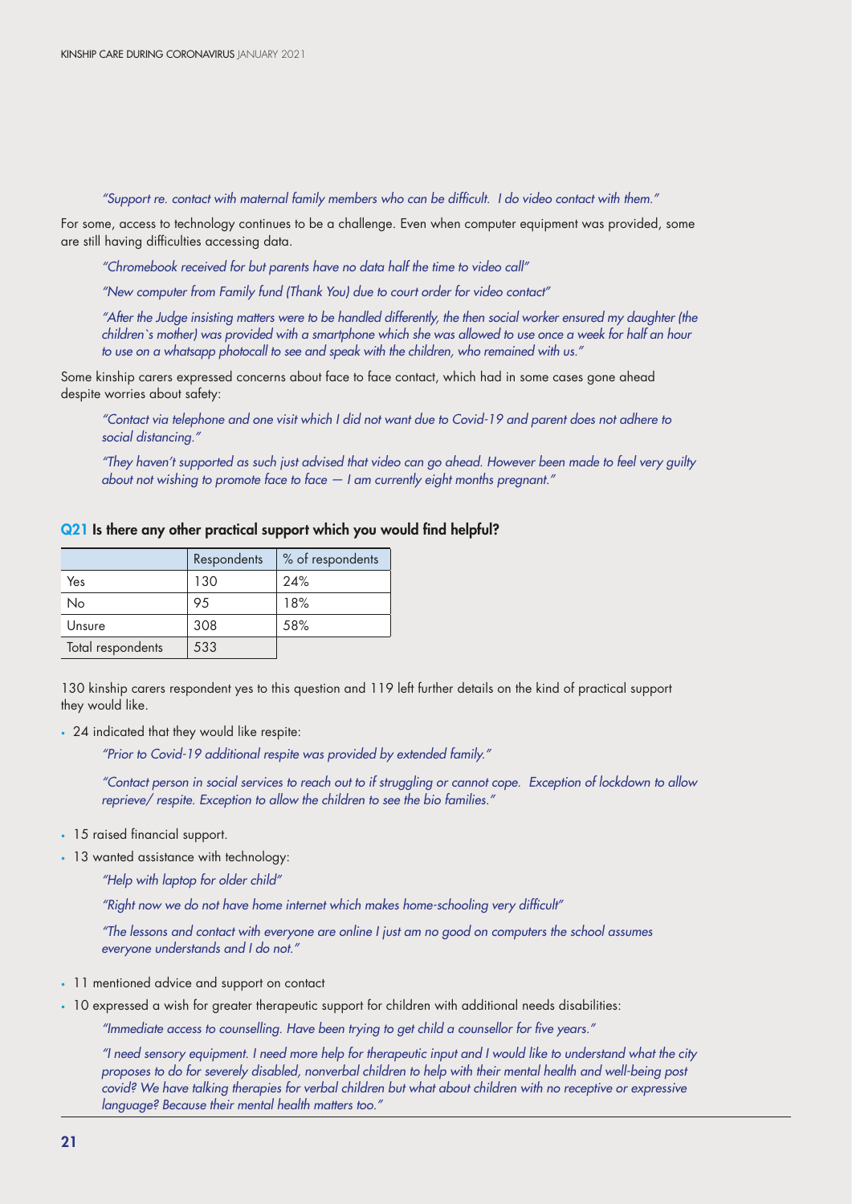*"Support re. contact with maternal family members who can be difficult.  I do video contact with them."*

For some, access to technology continues to be a challenge. Even when computer equipment was provided, some are still having difficulties accessing data.

*"Chromebook received for but parents have no data half the time to video call"*

*"New computer from Family fund (Thank You) due to court order for video contact"*

*"After the Judge insisting matters were to be handled differently, the then social worker ensured my daughter (the children`s mother) was provided with a smartphone which she was allowed to use once a week for half an hour to use on a whatsapp photocall to see and speak with the children, who remained with us."*

Some kinship carers expressed concerns about face to face contact, which had in some cases gone ahead despite worries about safety:

*"Contact via telephone and one visit which I did not want due to Covid-19 and parent does not adhere to social distancing."*

*"They haven't supported as such just advised that video can go ahead. However been made to feel very guilty about not wishing to promote face to face — I am currently eight months pregnant."*

### Q21 Is there any other practical support which you would find helpful?

| | Respondents | % of respondents |
|---|---|---|
| Yes | 130 | 24% |
| No | 95 | 18% |
| Unsure | 308 | 58% |
| Total respondents | 533 | |

130 kinship carers respondent yes to this question and 119 left further details on the kind of practical support they would like.

- 24 indicated that they would like respite:

  *"Prior to Covid-19 additional respite was provided by extended family."*

  *"Contact person in social services to reach out to if struggling or cannot cope.  Exception of lockdown to allow reprieve/ respite. Exception to allow the children to see the bio families."*

- 15 raised financial support.
- 13 wanted assistance with technology:

  *"Help with laptop for older child"*

  *"Right now we do not have home internet which makes home-schooling very difficult"*

  *"The lessons and contact with everyone are online I just am no good on computers the school assumes everyone understands and I do not."*

- 11 mentioned advice and support on contact
- 10 expressed a wish for greater therapeutic support for children with additional needs disabilities:

  *"Immediate access to counselling. Have been trying to get child a counsellor for five years."*

  *"I need sensory equipment. I need more help for therapeutic input and I would like to understand what the city proposes to do for severely disabled, nonverbal children to help with their mental health and well-being post covid? We have talking therapies for verbal children but what about children with no receptive or expressive language? Because their mental health matters too."*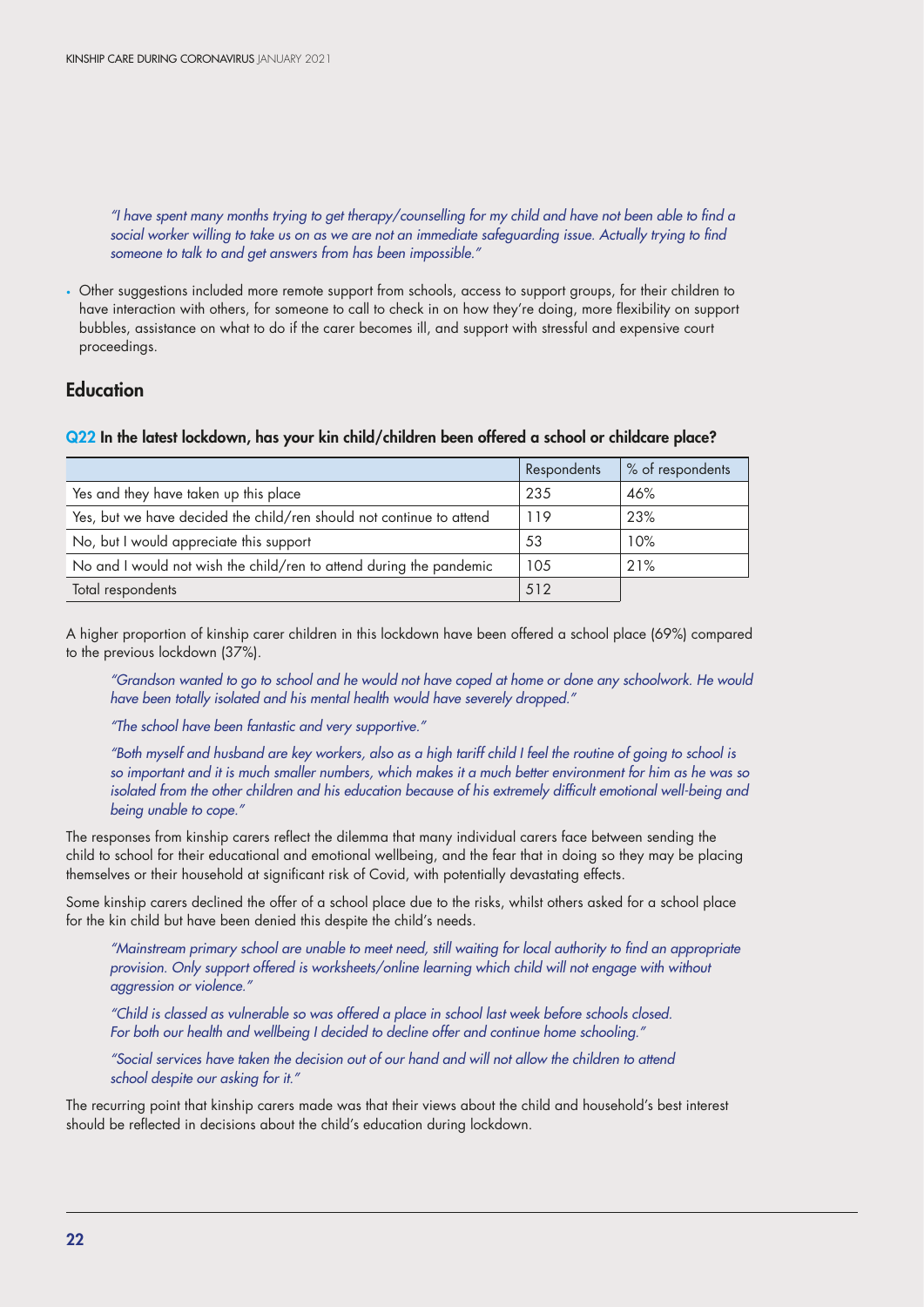*"I have spent many months trying to get therapy/counselling for my child and have not been able to find a social worker willing to take us on as we are not an immediate safeguarding issue. Actually trying to find someone to talk to and get answers from has been impossible."*

- Other suggestions included more remote support from schools, access to support groups, for their children to have interaction with others, for someone to call to check in on how they're doing, more flexibility on support bubbles, assistance on what to do if the carer becomes ill, and support with stressful and expensive court proceedings.

## Education

### Q22 In the latest lockdown, has your kin child/children been offered a school or childcare place?

| | Respondents | % of respondents |
|---|---|---|
| Yes and they have taken up this place | 235 | 46% |
| Yes, but we have decided the child/ren should not continue to attend | 119 | 23% |
| No, but I would appreciate this support | 53 | 10% |
| No and I would not wish the child/ren to attend during the pandemic | 105 | 21% |
| Total respondents | 512 | |

A higher proportion of kinship carer children in this lockdown have been offered a school place (69%) compared to the previous lockdown (37%).

*"Grandson wanted to go to school and he would not have coped at home or done any schoolwork. He would have been totally isolated and his mental health would have severely dropped."*

*"The school have been fantastic and very supportive."*

*"Both myself and husband are key workers, also as a high tariff child I feel the routine of going to school is so important and it is much smaller numbers, which makes it a much better environment for him as he was so isolated from the other children and his education because of his extremely difficult emotional well-being and being unable to cope."*

The responses from kinship carers reflect the dilemma that many individual carers face between sending the child to school for their educational and emotional wellbeing, and the fear that in doing so they may be placing themselves or their household at significant risk of Covid, with potentially devastating effects.

Some kinship carers declined the offer of a school place due to the risks, whilst others asked for a school place for the kin child but have been denied this despite the child's needs.

*"Mainstream primary school are unable to meet need, still waiting for local authority to find an appropriate provision. Only support offered is worksheets/online learning which child will not engage with without aggression or violence."*

*"Child is classed as vulnerable so was offered a place in school last week before schools closed. For both our health and wellbeing I decided to decline offer and continue home schooling."*

*"Social services have taken the decision out of our hand and will not allow the children to attend school despite our asking for it."*

The recurring point that kinship carers made was that their views about the child and household's best interest should be reflected in decisions about the child's education during lockdown.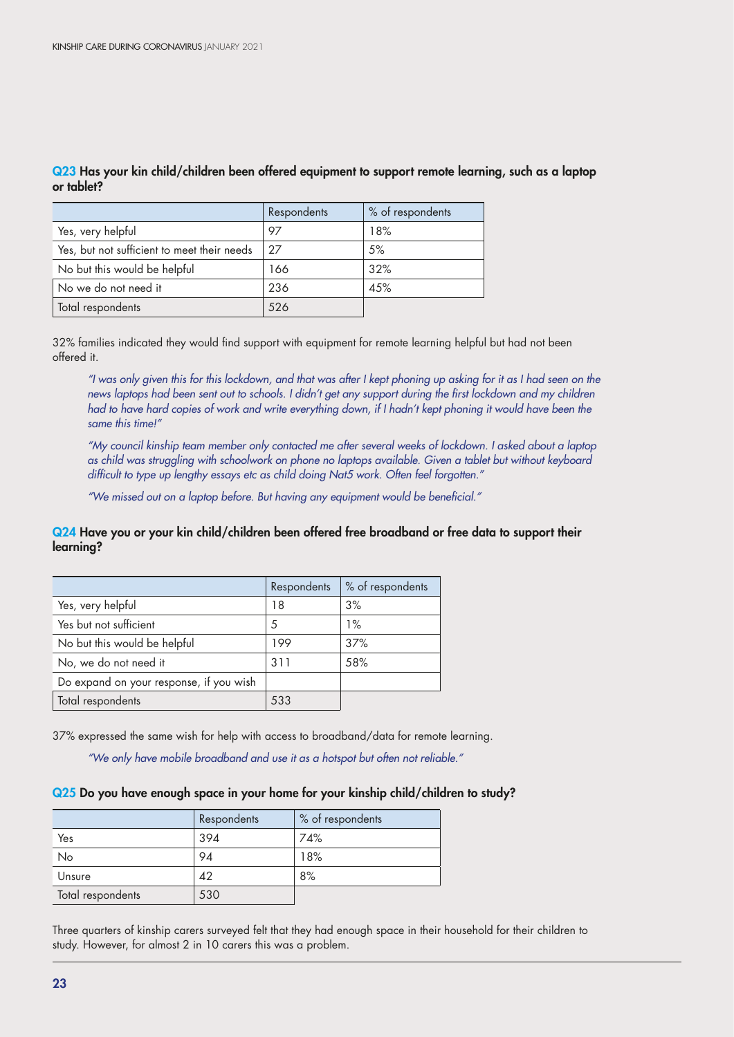### Q23 Has your kin child/children been offered equipment to support remote learning, such as a laptop or tablet?

| | Respondents | % of respondents |
|---|---|---|
| Yes, very helpful | 97 | 18% |
| Yes, but not sufficient to meet their needs | 27 | 5% |
| No but this would be helpful | 166 | 32% |
| No we do not need it | 236 | 45% |
| Total respondents | 526 | |

32% families indicated they would find support with equipment for remote learning helpful but had not been offered it.

> *"I was only given this for this lockdown, and that was after I kept phoning up asking for it as I had seen on the news laptops had been sent out to schools. I didn't get any support during the first lockdown and my children had to have hard copies of work and write everything down, if I hadn't kept phoning it would have been the same this time!"*

> *"My council kinship team member only contacted me after several weeks of lockdown. I asked about a laptop as child was struggling with schoolwork on phone no laptops available. Given a tablet but without keyboard difficult to type up lengthy essays etc as child doing Nat5 work. Often feel forgotten."*

> *"We missed out on a laptop before. But having any equipment would be beneficial."*

### Q24 Have you or your kin child/children been offered free broadband or free data to support their learning?

| | Respondents | % of respondents |
|---|---|---|
| Yes, very helpful | 18 | 3% |
| Yes but not sufficient | 5 | 1% |
| No but this would be helpful | 199 | 37% |
| No, we do not need it | 311 | 58% |
| Do expand on your response, if you wish | | |
| Total respondents | 533 | |

37% expressed the same wish for help with access to broadband/data for remote learning.

> *"We only have mobile broadband and use it as a hotspot but often not reliable."*

### Q25 Do you have enough space in your home for your kinship child/children to study?

| | Respondents | % of respondents |
|---|---|---|
| Yes | 394 | 74% |
| No | 94 | 18% |
| Unsure | 42 | 8% |
| Total respondents | 530 | |

Three quarters of kinship carers surveyed felt that they had enough space in their household for their children to study. However, for almost 2 in 10 carers this was a problem.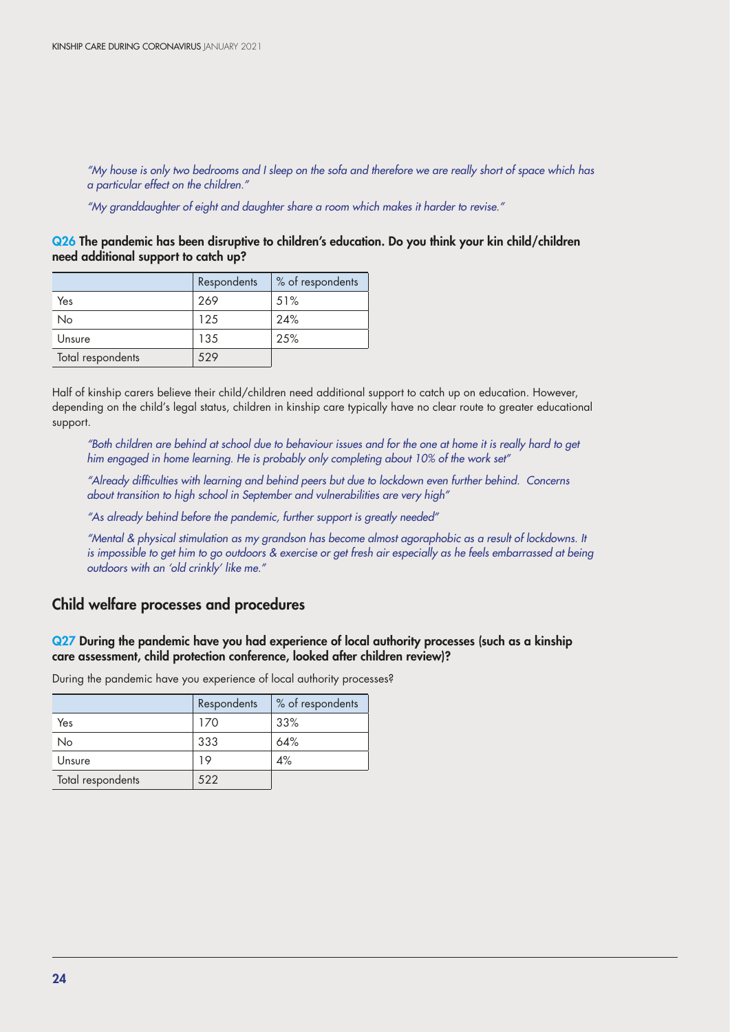*"My house is only two bedrooms and I sleep on the sofa and therefore we are really short of space which has a particular effect on the children."*

*"My granddaughter of eight and daughter share a room which makes it harder to revise."*

**Q26 The pandemic has been disruptive to children's education. Do you think your kin child/children need additional support to catch up?**

| | Respondents | % of respondents |
|---|---|---|
| Yes | 269 | 51% |
| No | 125 | 24% |
| Unsure | 135 | 25% |
| Total respondents | 529 | |

Half of kinship carers believe their child/children need additional support to catch up on education. However, depending on the child's legal status, children in kinship care typically have no clear route to greater educational support.

*"Both children are behind at school due to behaviour issues and for the one at home it is really hard to get him engaged in home learning. He is probably only completing about 10% of the work set"*

*"Already difficulties with learning and behind peers but due to lockdown even further behind. Concerns about transition to high school in September and vulnerabilities are very high"*

*"As already behind before the pandemic, further support is greatly needed"*

*"Mental & physical stimulation as my grandson has become almost agoraphobic as a result of lockdowns. It is impossible to get him to go outdoors & exercise or get fresh air especially as he feels embarrassed at being outdoors with an 'old crinkly' like me."*

## Child welfare processes and procedures

**Q27 During the pandemic have you had experience of local authority processes (such as a kinship care assessment, child protection conference, looked after children review)?**

During the pandemic have you experience of local authority processes?

| | Respondents | % of respondents |
|---|---|---|
| Yes | 170 | 33% |
| No | 333 | 64% |
| Unsure | 19 | 4% |
| Total respondents | 522 | |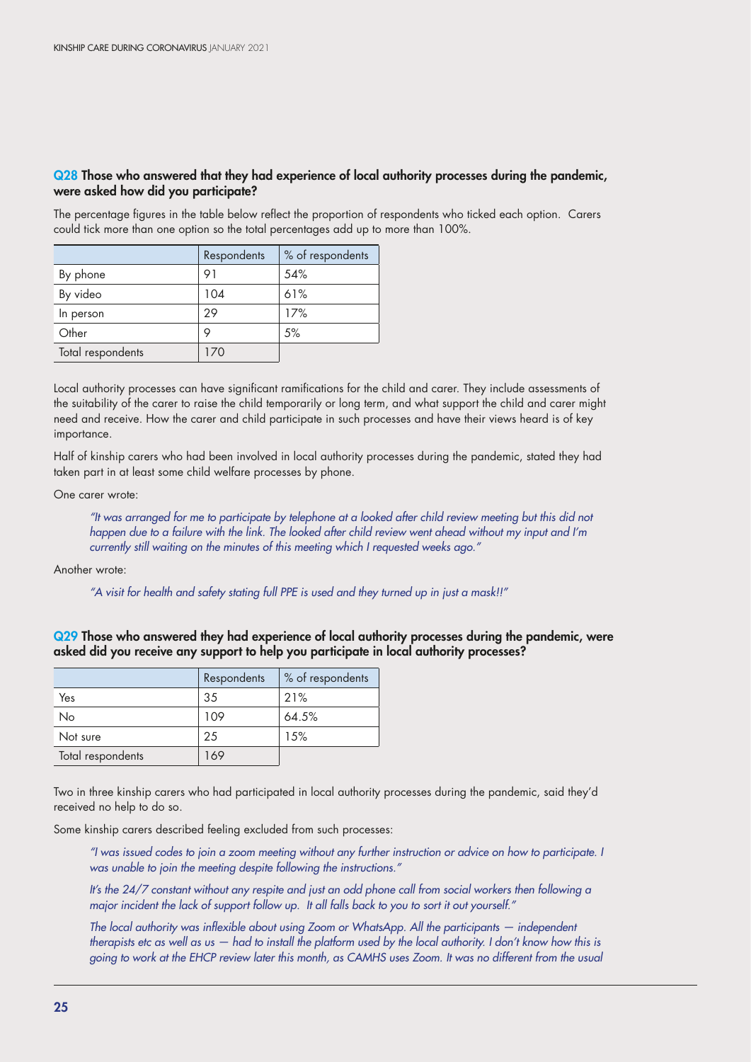**Q28 Those who answered that they had experience of local authority processes during the pandemic, were asked how did you participate?**

The percentage figures in the table below reflect the proportion of respondents who ticked each option. Carers could tick more than one option so the total percentages add up to more than 100%.

| | Respondents | % of respondents |
|---|---|---|
| By phone | 91 | 54% |
| By video | 104 | 61% |
| In person | 29 | 17% |
| Other | 9 | 5% |
| Total respondents | 170 | |

Local authority processes can have significant ramifications for the child and carer. They include assessments of the suitability of the carer to raise the child temporarily or long term, and what support the child and carer might need and receive. How the carer and child participate in such processes and have their views heard is of key importance.

Half of kinship carers who had been involved in local authority processes during the pandemic, stated they had taken part in at least some child welfare processes by phone.

One carer wrote:

> *"It was arranged for me to participate by telephone at a looked after child review meeting but this did not happen due to a failure with the link. The looked after child review went ahead without my input and I'm currently still waiting on the minutes of this meeting which I requested weeks ago."*

Another wrote:

> *"A visit for health and safety stating full PPE is used and they turned up in just a mask!!"*

**Q29 Those who answered they had experience of local authority processes during the pandemic, were asked did you receive any support to help you participate in local authority processes?**

| | Respondents | % of respondents |
|---|---|---|
| Yes | 35 | 21% |
| No | 109 | 64.5% |
| Not sure | 25 | 15% |
| Total respondents | 169 | |

Two in three kinship carers who had participated in local authority processes during the pandemic, said they'd received no help to do so.

Some kinship carers described feeling excluded from such processes:

> *"I was issued codes to join a zoom meeting without any further instruction or advice on how to participate. I was unable to join the meeting despite following the instructions."*
>
> *It's the 24/7 constant without any respite and just an odd phone call from social workers then following a major incident the lack of support follow up. It all falls back to you to sort it out yourself."*
>
> *The local authority was inflexible about using Zoom or WhatsApp. All the participants — independent therapists etc as well as us — had to install the platform used by the local authority. I don't know how this is going to work at the EHCP review later this month, as CAMHS uses Zoom. It was no different from the usual*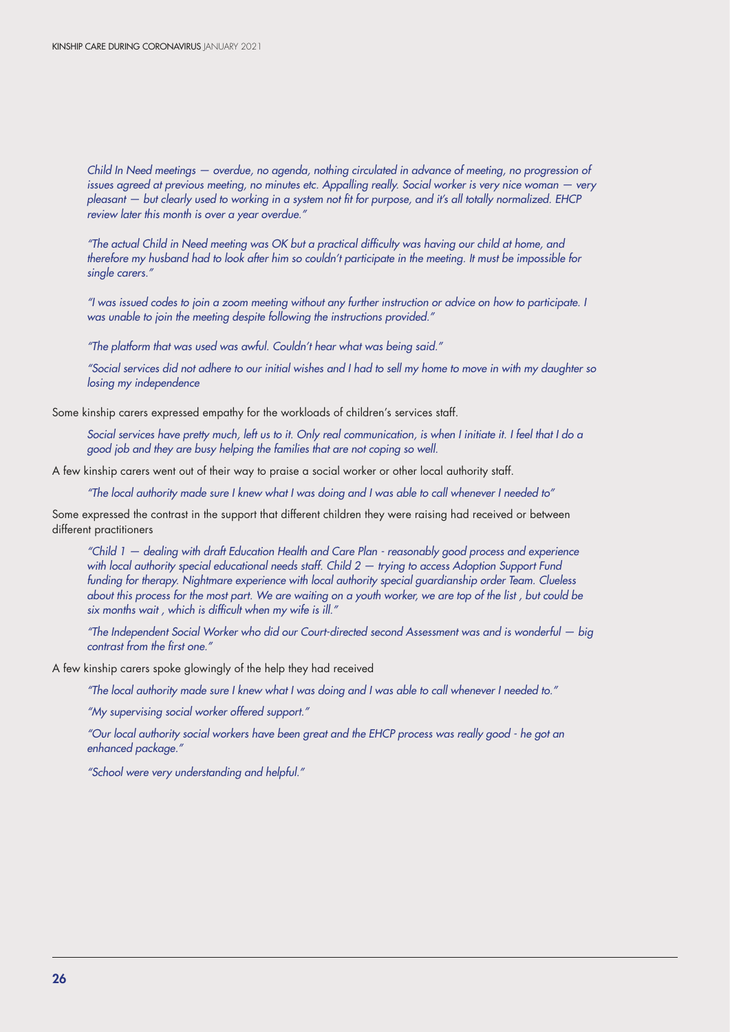*Child In Need meetings — overdue, no agenda, nothing circulated in advance of meeting, no progression of issues agreed at previous meeting, no minutes etc. Appalling really. Social worker is very nice woman — very pleasant — but clearly used to working in a system not fit for purpose, and it's all totally normalized. EHCP review later this month is over a year overdue."*

*"The actual Child in Need meeting was OK but a practical difficulty was having our child at home, and therefore my husband had to look after him so couldn't participate in the meeting. It must be impossible for single carers."*

*"I was issued codes to join a zoom meeting without any further instruction or advice on how to participate. I was unable to join the meeting despite following the instructions provided."*

*"The platform that was used was awful. Couldn't hear what was being said."*

*"Social services did not adhere to our initial wishes and I had to sell my home to move in with my daughter so losing my independence*

Some kinship carers expressed empathy for the workloads of children's services staff.

> *Social services have pretty much, left us to it. Only real communication, is when I initiate it. I feel that I do a good job and they are busy helping the families that are not coping so well.*

A few kinship carers went out of their way to praise a social worker or other local authority staff.

> *"The local authority made sure I knew what I was doing and I was able to call whenever I needed to"*

Some expressed the contrast in the support that different children they were raising had received or between different practitioners

> *"Child 1 — dealing with draft Education Health and Care Plan - reasonably good process and experience with local authority special educational needs staff. Child 2 — trying to access Adoption Support Fund funding for therapy. Nightmare experience with local authority special guardianship order Team. Clueless about this process for the most part. We are waiting on a youth worker, we are top of the list , but could be six months wait , which is difficult when my wife is ill."*
>
> *"The Independent Social Worker who did our Court-directed second Assessment was and is wonderful — big contrast from the first one."*

A few kinship carers spoke glowingly of the help they had received

> *"The local authority made sure I knew what I was doing and I was able to call whenever I needed to."*
>
> *"My supervising social worker offered support."*
>
> *"Our local authority social workers have been great and the EHCP process was really good - he got an enhanced package."*
>
> *"School were very understanding and helpful."*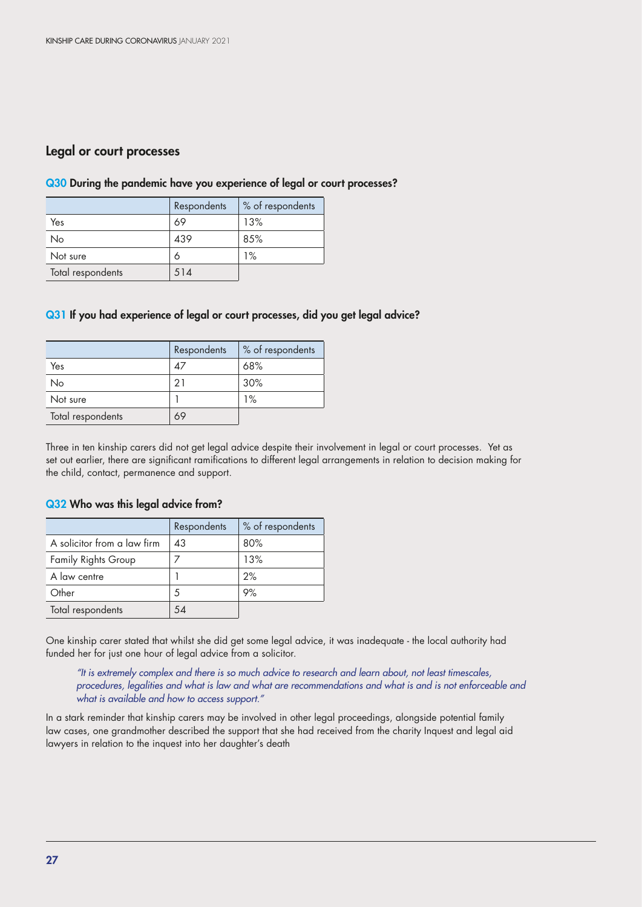## Legal or court processes

### Q30 During the pandemic have you experience of legal or court processes?

| | Respondents | % of respondents |
|---|---|---|
| Yes | 69 | 13% |
| No | 439 | 85% |
| Not sure | 6 | 1% |
| Total respondents | 514 | |

### Q31 If you had experience of legal or court processes, did you get legal advice?

| | Respondents | % of respondents |
|---|---|---|
| Yes | 47 | 68% |
| No | 21 | 30% |
| Not sure | 1 | 1% |
| Total respondents | 69 | |

Three in ten kinship carers did not get legal advice despite their involvement in legal or court processes. Yet as set out earlier, there are significant ramifications to different legal arrangements in relation to decision making for the child, contact, permanence and support.

### Q32 Who was this legal advice from?

| | Respondents | % of respondents |
|---|---|---|
| A solicitor from a law firm | 43 | 80% |
| Family Rights Group | 7 | 13% |
| A law centre | 1 | 2% |
| Other | 5 | 9% |
| Total respondents | 54 | |

One kinship carer stated that whilst she did get some legal advice, it was inadequate - the local authority had funded her for just one hour of legal advice from a solicitor.

> *"It is extremely complex and there is so much advice to research and learn about, not least timescales, procedures, legalities and what is law and what are recommendations and what is and is not enforceable and what is available and how to access support."*

In a stark reminder that kinship carers may be involved in other legal proceedings, alongside potential family law cases, one grandmother described the support that she had received from the charity Inquest and legal aid lawyers in relation to the inquest into her daughter's death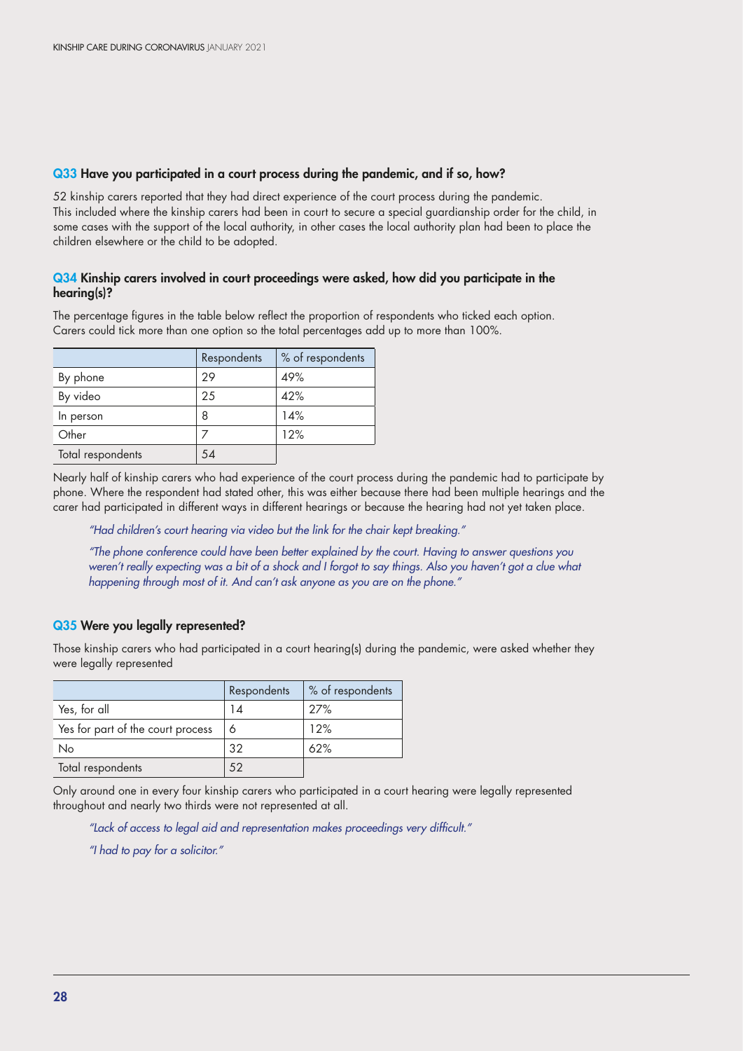### Q33 Have you participated in a court process during the pandemic, and if so, how?

52 kinship carers reported that they had direct experience of the court process during the pandemic. This included where the kinship carers had been in court to secure a special guardianship order for the child, in some cases with the support of the local authority, in other cases the local authority plan had been to place the children elsewhere or the child to be adopted.

### Q34 Kinship carers involved in court proceedings were asked, how did you participate in the hearing(s)?

The percentage figures in the table below reflect the proportion of respondents who ticked each option. Carers could tick more than one option so the total percentages add up to more than 100%.

| | Respondents | % of respondents |
|---|---|---|
| By phone | 29 | 49% |
| By video | 25 | 42% |
| In person | 8 | 14% |
| Other | 7 | 12% |
| Total respondents | 54 | |

Nearly half of kinship carers who had experience of the court process during the pandemic had to participate by phone. Where the respondent had stated other, this was either because there had been multiple hearings and the carer had participated in different ways in different hearings or because the hearing had not yet taken place.

> *"Had children's court hearing via video but the link for the chair kept breaking."*
>
> *"The phone conference could have been better explained by the court. Having to answer questions you weren't really expecting was a bit of a shock and I forgot to say things. Also you haven't got a clue what happening through most of it. And can't ask anyone as you are on the phone."*

### Q35 Were you legally represented?

Those kinship carers who had participated in a court hearing(s) during the pandemic, were asked whether they were legally represented

| | Respondents | % of respondents |
|---|---|---|
| Yes, for all | 14 | 27% |
| Yes for part of the court process | 6 | 12% |
| No | 32 | 62% |
| Total respondents | 52 | |

Only around one in every four kinship carers who participated in a court hearing were legally represented throughout and nearly two thirds were not represented at all.

> *"Lack of access to legal aid and representation makes proceedings very difficult."*
>
> *"I had to pay for a solicitor."*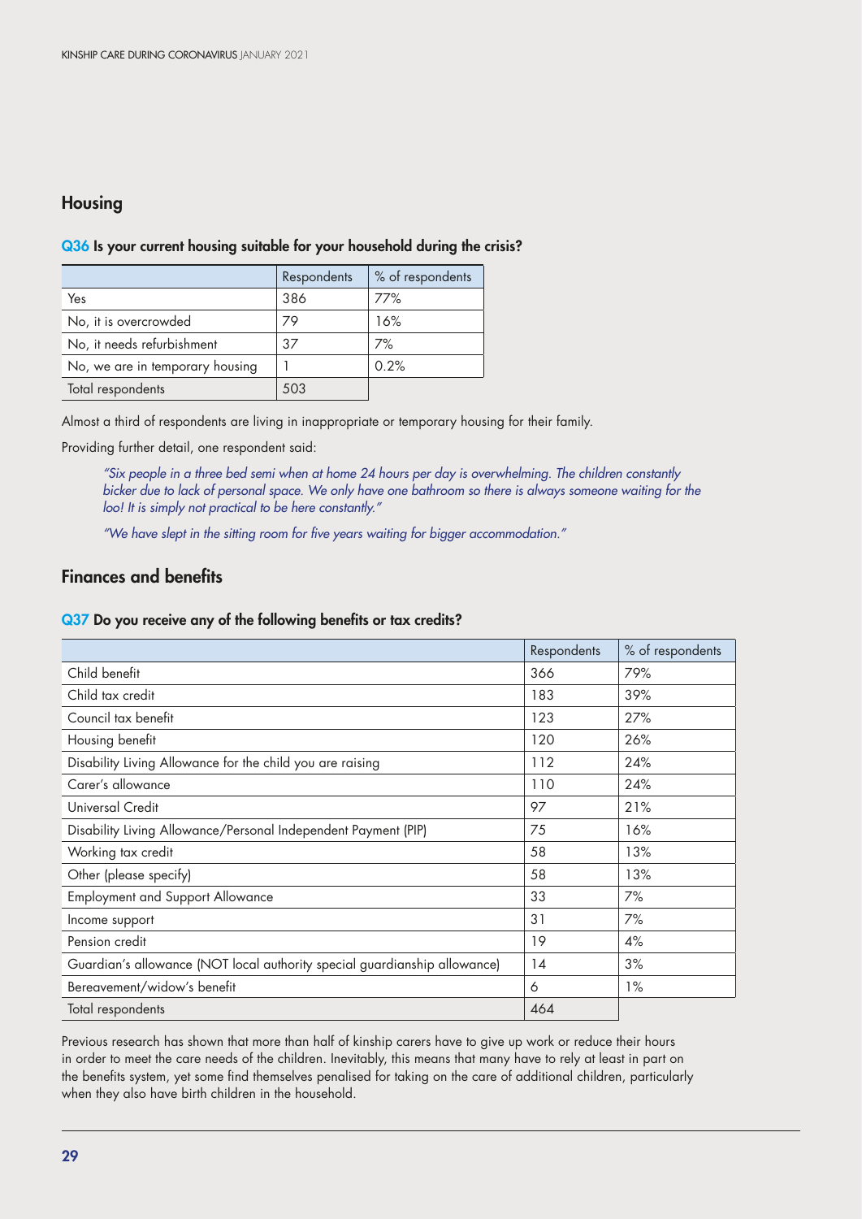## Housing

**Q36 Is your current housing suitable for your household during the crisis?**

| | Respondents | % of respondents |
|---|---|---|
| Yes | 386 | 77% |
| No, it is overcrowded | 79 | 16% |
| No, it needs refurbishment | 37 | 7% |
| No, we are in temporary housing | 1 | 0.2% |
| Total respondents | 503 | |

Almost a third of respondents are living in inappropriate or temporary housing for their family.

Providing further detail, one respondent said:

> *"Six people in a three bed semi when at home 24 hours per day is overwhelming. The children constantly bicker due to lack of personal space. We only have one bathroom so there is always someone waiting for the loo! It is simply not practical to be here constantly."*
>
> *"We have slept in the sitting room for five years waiting for bigger accommodation."*

## Finances and benefits

**Q37 Do you receive any of the following benefits or tax credits?**

| | Respondents | % of respondents |
|---|---|---|
| Child benefit | 366 | 79% |
| Child tax credit | 183 | 39% |
| Council tax benefit | 123 | 27% |
| Housing benefit | 120 | 26% |
| Disability Living Allowance for the child you are raising | 112 | 24% |
| Carer's allowance | 110 | 24% |
| Universal Credit | 97 | 21% |
| Disability Living Allowance/Personal Independent Payment (PIP) | 75 | 16% |
| Working tax credit | 58 | 13% |
| Other (please specify) | 58 | 13% |
| Employment and Support Allowance | 33 | 7% |
| Income support | 31 | 7% |
| Pension credit | 19 | 4% |
| Guardian's allowance (NOT local authority special guardianship allowance) | 14 | 3% |
| Bereavement/widow's benefit | 6 | 1% |
| Total respondents | 464 | |

Previous research has shown that more than half of kinship carers have to give up work or reduce their hours in order to meet the care needs of the children. Inevitably, this means that many have to rely at least in part on the benefits system, yet some find themselves penalised for taking on the care of additional children, particularly when they also have birth children in the household.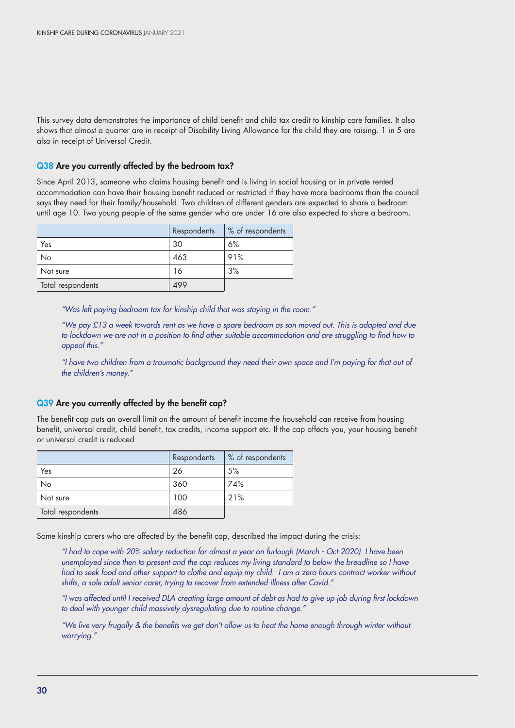This survey data demonstrates the importance of child benefit and child tax credit to kinship care families. It also shows that almost a quarter are in receipt of Disability Living Allowance for the child they are raising. 1 in 5 are also in receipt of Universal Credit.

### Q38 Are you currently affected by the bedroom tax?

Since April 2013, someone who claims housing benefit and is living in social housing or in private rented accommodation can have their housing benefit reduced or restricted if they have more bedrooms than the council says they need for their family/household. Two children of different genders are expected to share a bedroom until age 10. Two young people of the same gender who are under 16 are also expected to share a bedroom.

| | Respondents | % of respondents |
|---|---|---|
| Yes | 30 | 6% |
| No | 463 | 91% |
| Not sure | 16 | 3% |
| Total respondents | 499 | |

*"Was left paying bedroom tax for kinship child that was staying in the room."*

*"We pay £13 a week towards rent as we have a spare bedroom as son moved out. This is adapted and due to lockdown we are not in a position to find other suitable accommodation and are struggling to find how to appeal this."*

*"I have two children from a traumatic background they need their own space and I'm paying for that out of the children's money."*

### Q39 Are you currently affected by the benefit cap?

The benefit cap puts an overall limit on the amount of benefit income the household can receive from housing benefit, universal credit, child benefit, tax credits, income support etc. If the cap affects you, your housing benefit or universal credit is reduced

| | Respondents | % of respondents |
|---|---|---|
| Yes | 26 | 5% |
| No | 360 | 74% |
| Not sure | 100 | 21% |
| Total respondents | 486 | |

Some kinship carers who are affected by the benefit cap, described the impact during the crisis:

*"I had to cope with 20% salary reduction for almost a year on furlough (March - Oct 2020). I have been unemployed since then to present and the cap reduces my living standard to below the breadline so I have had to seek food and other support to clothe and equip my child. I am a zero hours contract worker without shifts, a sole adult senior carer, trying to recover from extended illness after Covid."*

*"I was affected until I received DLA creating large amount of debt as had to give up job during first lockdown to deal with younger child massively dysregulating due to routine change."*

*"We live very frugally & the benefits we get don't allow us to heat the home enough through winter without worrying."*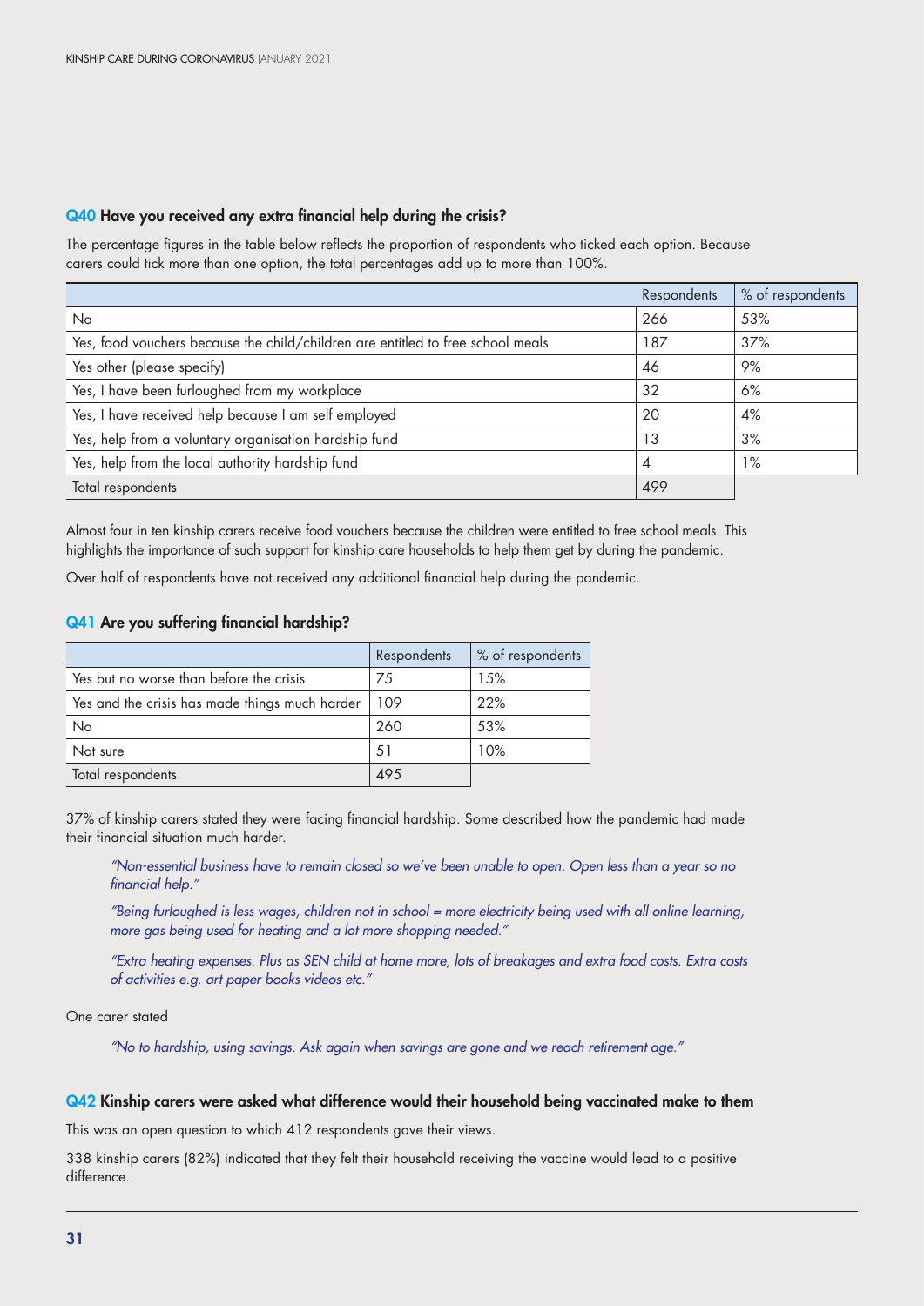### Q40 Have you received any extra financial help during the crisis?

The percentage figures in the table below reflects the proportion of respondents who ticked each option. Because carers could tick more than one option, the total percentages add up to more than 100%.

| | Respondents | % of respondents |
|---|---|---|
| No | 266 | 53% |
| Yes, food vouchers because the child/children are entitled to free school meals | 187 | 37% |
| Yes other (please specify) | 46 | 9% |
| Yes, I have been furloughed from my workplace | 32 | 6% |
| Yes, I have received help because I am self employed | 20 | 4% |
| Yes, help from a voluntary organisation hardship fund | 13 | 3% |
| Yes, help from the local authority hardship fund | 4 | 1% |
| Total respondents | 499 | |

Almost four in ten kinship carers receive food vouchers because the children were entitled to free school meals. This highlights the importance of such support for kinship care households to help them get by during the pandemic.

Over half of respondents have not received any additional financial help during the pandemic.

### Q41 Are you suffering financial hardship?

| | Respondents | % of respondents |
|---|---|---|
| Yes but no worse than before the crisis | 75 | 15% |
| Yes and the crisis has made things much harder | 109 | 22% |
| No | 260 | 53% |
| Not sure | 51 | 10% |
| Total respondents | 495 | |

37% of kinship carers stated they were facing financial hardship. Some described how the pandemic had made their financial situation much harder.

> *"Non-essential business have to remain closed so we've been unable to open. Open less than a year so no financial help."*
>
> *"Being furloughed is less wages, children not in school = more electricity being used with all online learning, more gas being used for heating and a lot more shopping needed."*
>
> *"Extra heating expenses. Plus as SEN child at home more, lots of breakages and extra food costs. Extra costs of activities e.g. art paper books videos etc."*

One carer stated

> *"No to hardship, using savings. Ask again when savings are gone and we reach retirement age."*

### Q42 Kinship carers were asked what difference would their household being vaccinated make to them

This was an open question to which 412 respondents gave their views.

338 kinship carers (82%) indicated that they felt their household receiving the vaccine would lead to a positive difference.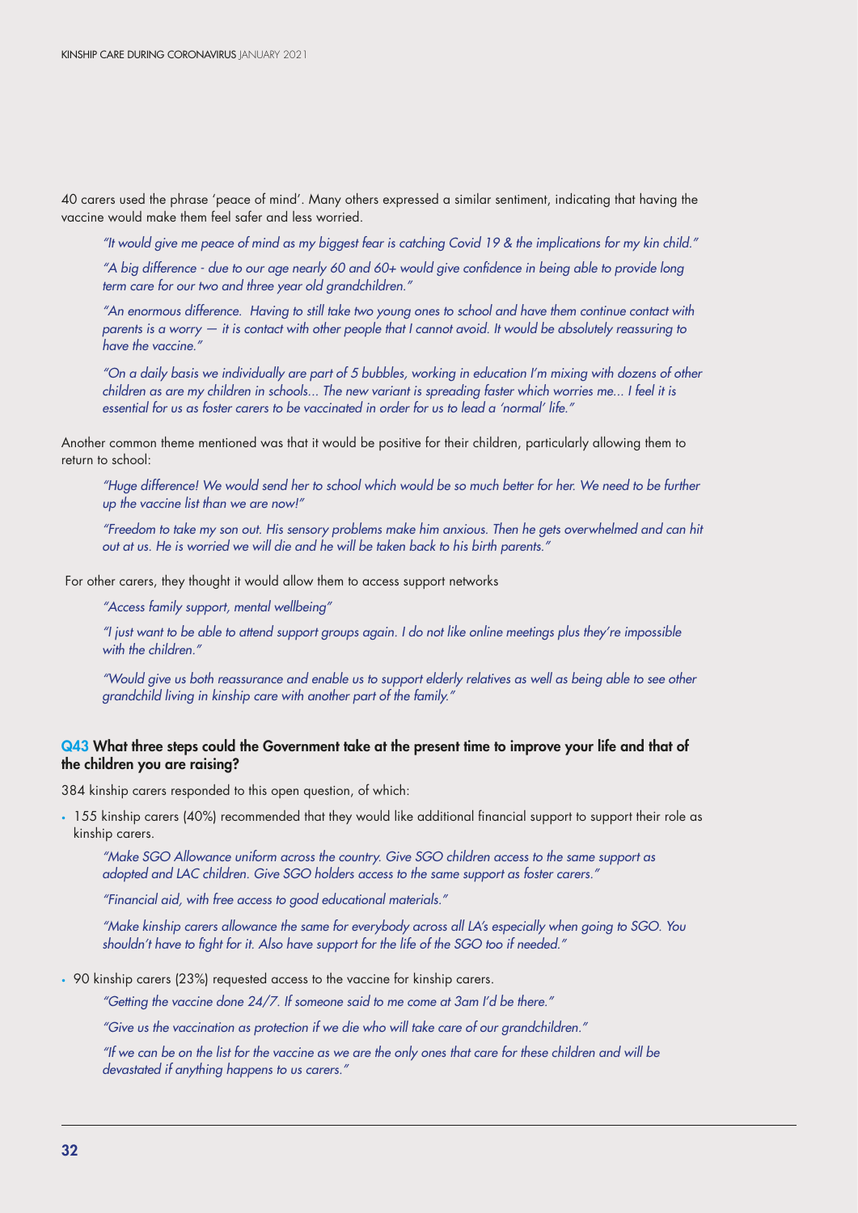40 carers used the phrase 'peace of mind'. Many others expressed a similar sentiment, indicating that having the vaccine would make them feel safer and less worried.

> *"It would give me peace of mind as my biggest fear is catching Covid 19 & the implications for my kin child."*
>
> *"A big difference - due to our age nearly 60 and 60+ would give confidence in being able to provide long term care for our two and three year old grandchildren."*
>
> *"An enormous difference. Having to still take two young ones to school and have them continue contact with parents is a worry — it is contact with other people that I cannot avoid. It would be absolutely reassuring to have the vaccine."*
>
> *"On a daily basis we individually are part of 5 bubbles, working in education I'm mixing with dozens of other children as are my children in schools... The new variant is spreading faster which worries me... I feel it is essential for us as foster carers to be vaccinated in order for us to lead a 'normal' life."*

Another common theme mentioned was that it would be positive for their children, particularly allowing them to return to school:

> *"Huge difference! We would send her to school which would be so much better for her. We need to be further up the vaccine list than we are now!"*
>
> *"Freedom to take my son out. His sensory problems make him anxious. Then he gets overwhelmed and can hit out at us. He is worried we will die and he will be taken back to his birth parents."*

For other carers, they thought it would allow them to access support networks

> *"Access family support, mental wellbeing"*
>
> *"I just want to be able to attend support groups again. I do not like online meetings plus they're impossible with the children."*
>
> *"Would give us both reassurance and enable us to support elderly relatives as well as being able to see other grandchild living in kinship care with another part of the family."*

### Q43 What three steps could the Government take at the present time to improve your life and that of the children you are raising?

384 kinship carers responded to this open question, of which:

- 155 kinship carers (40%) recommended that they would like additional financial support to support their role as kinship carers.

> *"Make SGO Allowance uniform across the country. Give SGO children access to the same support as adopted and LAC children. Give SGO holders access to the same support as foster carers."*
>
> *"Financial aid, with free access to good educational materials."*
>
> *"Make kinship carers allowance the same for everybody across all LA's especially when going to SGO. You shouldn't have to fight for it. Also have support for the life of the SGO too if needed."*

- 90 kinship carers (23%) requested access to the vaccine for kinship carers.

> *"Getting the vaccine done 24/7. If someone said to me come at 3am I'd be there."*
>
> *"Give us the vaccination as protection if we die who will take care of our grandchildren."*
>
> *"If we can be on the list for the vaccine as we are the only ones that care for these children and will be devastated if anything happens to us carers."*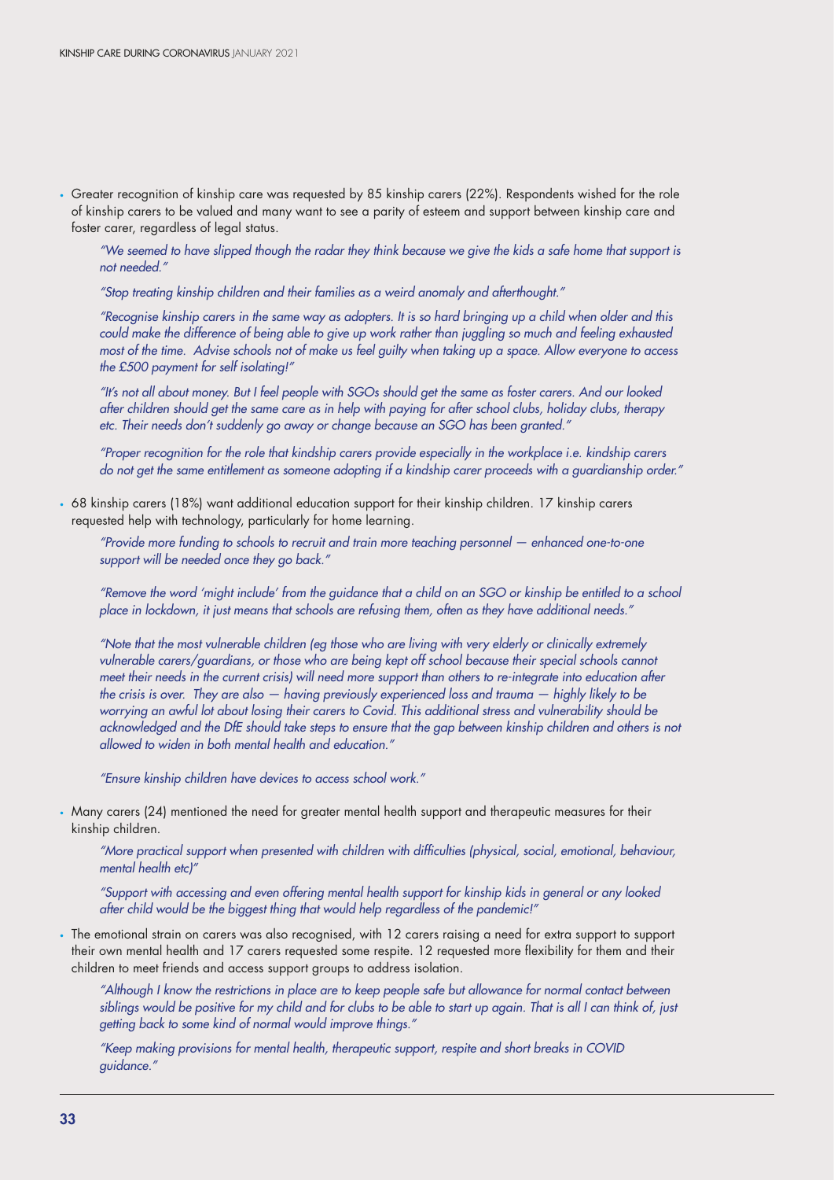- Greater recognition of kinship care was requested by 85 kinship carers (22%). Respondents wished for the role of kinship carers to be valued and many want to see a parity of esteem and support between kinship care and foster carer, regardless of legal status.

  *"We seemed to have slipped though the radar they think because we give the kids a safe home that support is not needed."*

  *"Stop treating kinship children and their families as a weird anomaly and afterthought."*

  *"Recognise kinship carers in the same way as adopters. It is so hard bringing up a child when older and this could make the difference of being able to give up work rather than juggling so much and feeling exhausted most of the time. Advise schools not of make us feel guilty when taking up a space. Allow everyone to access the £500 payment for self isolating!"*

  *"It's not all about money. But I feel people with SGOs should get the same as foster carers. And our looked after children should get the same care as in help with paying for after school clubs, holiday clubs, therapy etc. Their needs don't suddenly go away or change because an SGO has been granted."*

  *"Proper recognition for the role that kindship carers provide especially in the workplace i.e. kindship carers do not get the same entitlement as someone adopting if a kindship carer proceeds with a guardianship order."*

- 68 kinship carers (18%) want additional education support for their kinship children. 17 kinship carers requested help with technology, particularly for home learning.

  *"Provide more funding to schools to recruit and train more teaching personnel — enhanced one-to-one support will be needed once they go back."*

  *"Remove the word 'might include' from the guidance that a child on an SGO or kinship be entitled to a school place in lockdown, it just means that schools are refusing them, often as they have additional needs."*

  *"Note that the most vulnerable children (eg those who are living with very elderly or clinically extremely vulnerable carers/guardians, or those who are being kept off school because their special schools cannot meet their needs in the current crisis) will need more support than others to re-integrate into education after the crisis is over. They are also — having previously experienced loss and trauma — highly likely to be worrying an awful lot about losing their carers to Covid. This additional stress and vulnerability should be acknowledged and the DfE should take steps to ensure that the gap between kinship children and others is not allowed to widen in both mental health and education."*

  *"Ensure kinship children have devices to access school work."*

- Many carers (24) mentioned the need for greater mental health support and therapeutic measures for their kinship children.

  *"More practical support when presented with children with difficulties (physical, social, emotional, behaviour, mental health etc)"*

  *"Support with accessing and even offering mental health support for kinship kids in general or any looked after child would be the biggest thing that would help regardless of the pandemic!"*

- The emotional strain on carers was also recognised, with 12 carers raising a need for extra support to support their own mental health and 17 carers requested some respite. 12 requested more flexibility for them and their children to meet friends and access support groups to address isolation.

  *"Although I know the restrictions in place are to keep people safe but allowance for normal contact between siblings would be positive for my child and for clubs to be able to start up again. That is all I can think of, just getting back to some kind of normal would improve things."*

  *"Keep making provisions for mental health, therapeutic support, respite and short breaks in COVID guidance."*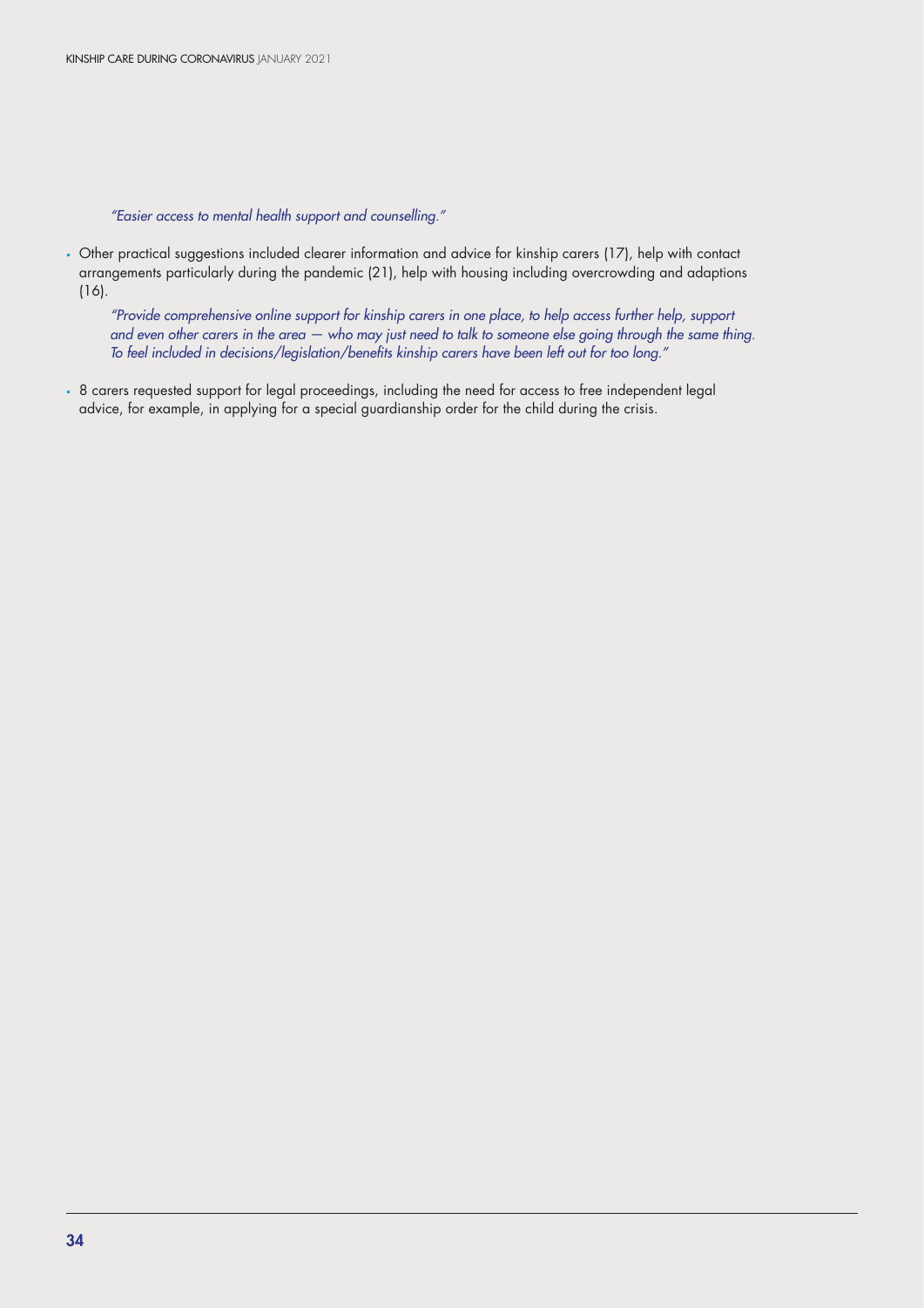> *"Easier access to mental health support and counselling."*

- Other practical suggestions included clearer information and advice for kinship carers (17), help with contact arrangements particularly during the pandemic (21), help with housing including overcrowding and adaptions (16).

> *"Provide comprehensive online support for kinship carers in one place, to help access further help, support and even other carers in the area — who may just need to talk to someone else going through the same thing. To feel included in decisions/legislation/benefits kinship carers have been left out for too long."*

- 8 carers requested support for legal proceedings, including the need for access to free independent legal advice, for example, in applying for a special guardianship order for the child during the crisis.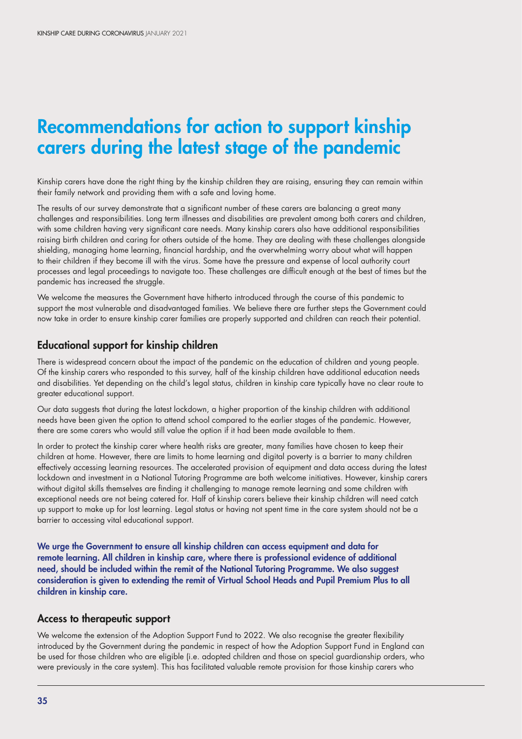# Recommendations for action to support kinship carers during the latest stage of the pandemic

Kinship carers have done the right thing by the kinship children they are raising, ensuring they can remain within their family network and providing them with a safe and loving home.

The results of our survey demonstrate that a significant number of these carers are balancing a great many challenges and responsibilities. Long term illnesses and disabilities are prevalent among both carers and children, with some children having very significant care needs. Many kinship carers also have additional responsibilities raising birth children and caring for others outside of the home. They are dealing with these challenges alongside shielding, managing home learning, financial hardship, and the overwhelming worry about what will happen to their children if they become ill with the virus. Some have the pressure and expense of local authority court processes and legal proceedings to navigate too. These challenges are difficult enough at the best of times but the pandemic has increased the struggle.

We welcome the measures the Government have hitherto introduced through the course of this pandemic to support the most vulnerable and disadvantaged families. We believe there are further steps the Government could now take in order to ensure kinship carer families are properly supported and children can reach their potential.

## Educational support for kinship children

There is widespread concern about the impact of the pandemic on the education of children and young people. Of the kinship carers who responded to this survey, half of the kinship children have additional education needs and disabilities. Yet depending on the child's legal status, children in kinship care typically have no clear route to greater educational support.

Our data suggests that during the latest lockdown, a higher proportion of the kinship children with additional needs have been given the option to attend school compared to the earlier stages of the pandemic. However, there are some carers who would still value the option if it had been made available to them.

In order to protect the kinship carer where health risks are greater, many families have chosen to keep their children at home. However, there are limits to home learning and digital poverty is a barrier to many children effectively accessing learning resources. The accelerated provision of equipment and data access during the latest lockdown and investment in a National Tutoring Programme are both welcome initiatives. However, kinship carers without digital skills themselves are finding it challenging to manage remote learning and some children with exceptional needs are not being catered for. Half of kinship carers believe their kinship children will need catch up support to make up for lost learning. Legal status or having not spent time in the care system should not be a barrier to accessing vital educational support.

**We urge the Government to ensure all kinship children can access equipment and data for remote learning. All children in kinship care, where there is professional evidence of additional need, should be included within the remit of the National Tutoring Programme. We also suggest consideration is given to extending the remit of Virtual School Heads and Pupil Premium Plus to all children in kinship care.**

## Access to therapeutic support

We welcome the extension of the Adoption Support Fund to 2022. We also recognise the greater flexibility introduced by the Government during the pandemic in respect of how the Adoption Support Fund in England can be used for those children who are eligible (i.e. adopted children and those on special guardianship orders, who were previously in the care system). This has facilitated valuable remote provision for those kinship carers who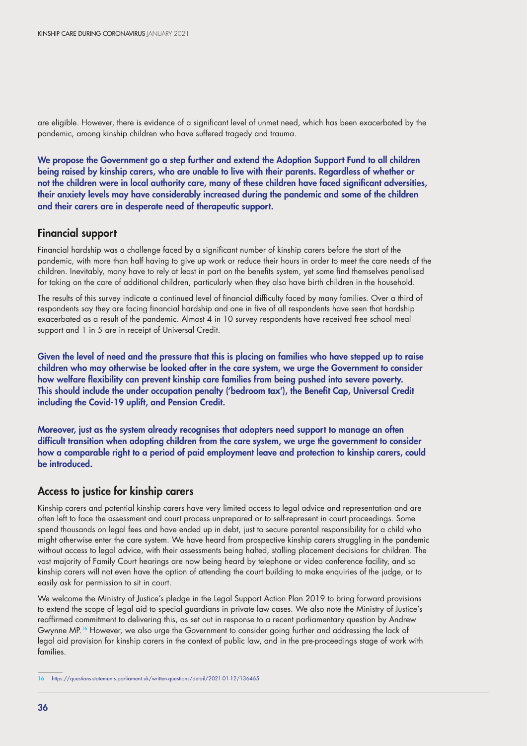are eligible. However, there is evidence of a significant level of unmet need, which has been exacerbated by the pandemic, among kinship children who have suffered tragedy and trauma.

**We propose the Government go a step further and extend the Adoption Support Fund to all children being raised by kinship carers, who are unable to live with their parents. Regardless of whether or not the children were in local authority care, many of these children have faced significant adversities, their anxiety levels may have considerably increased during the pandemic and some of the children and their carers are in desperate need of therapeutic support.**

## Financial support

Financial hardship was a challenge faced by a significant number of kinship carers before the start of the pandemic, with more than half having to give up work or reduce their hours in order to meet the care needs of the children. Inevitably, many have to rely at least in part on the benefits system, yet some find themselves penalised for taking on the care of additional children, particularly when they also have birth children in the household.

The results of this survey indicate a continued level of financial difficulty faced by many families. Over a third of respondents say they are facing financial hardship and one in five of all respondents have seen that hardship exacerbated as a result of the pandemic. Almost 4 in 10 survey respondents have received free school meal support and 1 in 5 are in receipt of Universal Credit.

**Given the level of need and the pressure that this is placing on families who have stepped up to raise children who may otherwise be looked after in the care system, we urge the Government to consider how welfare flexibility can prevent kinship care families from being pushed into severe poverty. This should include the under occupation penalty ('bedroom tax'), the Benefit Cap, Universal Credit including the Covid-19 uplift, and Pension Credit.**

**Moreover, just as the system already recognises that adopters need support to manage an often difficult transition when adopting children from the care system, we urge the government to consider how a comparable right to a period of paid employment leave and protection to kinship carers, could be introduced.**

## Access to justice for kinship carers

Kinship carers and potential kinship carers have very limited access to legal advice and representation and are often left to face the assessment and court process unprepared or to self-represent in court proceedings. Some spend thousands on legal fees and have ended up in debt, just to secure parental responsibility for a child who might otherwise enter the care system. We have heard from prospective kinship carers struggling in the pandemic without access to legal advice, with their assessments being halted, stalling placement decisions for children. The vast majority of Family Court hearings are now being heard by telephone or video conference facility, and so kinship carers will not even have the option of attending the court building to make enquiries of the judge, or to easily ask for permission to sit in court.

We welcome the Ministry of Justice's pledge in the Legal Support Action Plan 2019 to bring forward provisions to extend the scope of legal aid to special guardians in private law cases. We also note the Ministry of Justice's reaffirmed commitment to delivering this, as set out in response to a recent parliamentary question by Andrew Gwynne MP.[16] However, we also urge the Government to consider going further and addressing the lack of legal aid provision for kinship carers in the context of public law, and in the pre-proceedings stage of work with families.

---

16 https://questions-statements.parliament.uk/written-questions/detail/2021-01-12/136465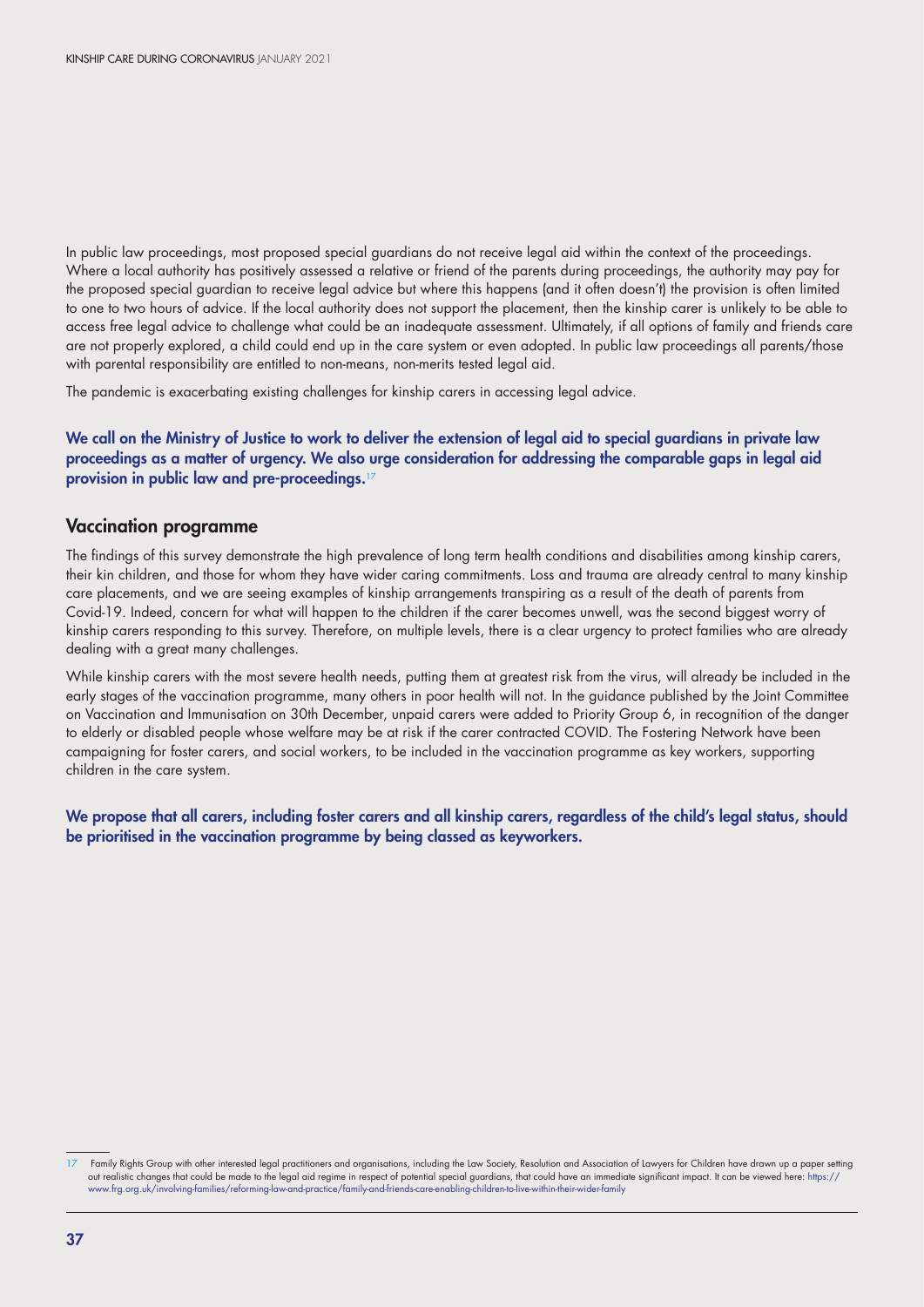In public law proceedings, most proposed special guardians do not receive legal aid within the context of the proceedings. Where a local authority has positively assessed a relative or friend of the parents during proceedings, the authority may pay for the proposed special guardian to receive legal advice but where this happens (and it often doesn't) the provision is often limited to one to two hours of advice. If the local authority does not support the placement, then the kinship carer is unlikely to be able to access free legal advice to challenge what could be an inadequate assessment. Ultimately, if all options of family and friends care are not properly explored, a child could end up in the care system or even adopted. In public law proceedings all parents/those with parental responsibility are entitled to non-means, non-merits tested legal aid.

The pandemic is exacerbating existing challenges for kinship carers in accessing legal advice.

**We call on the Ministry of Justice to work to deliver the extension of legal aid to special guardians in private law proceedings as a matter of urgency. We also urge consideration for addressing the comparable gaps in legal aid provision in public law and pre-proceedings.**[17]

## Vaccination programme

The findings of this survey demonstrate the high prevalence of long term health conditions and disabilities among kinship carers, their kin children, and those for whom they have wider caring commitments. Loss and trauma are already central to many kinship care placements, and we are seeing examples of kinship arrangements transpiring as a result of the death of parents from Covid-19. Indeed, concern for what will happen to the children if the carer becomes unwell, was the second biggest worry of kinship carers responding to this survey. Therefore, on multiple levels, there is a clear urgency to protect families who are already dealing with a great many challenges.

While kinship carers with the most severe health needs, putting them at greatest risk from the virus, will already be included in the early stages of the vaccination programme, many others in poor health will not. In the guidance published by the Joint Committee on Vaccination and Immunisation on 30th December, unpaid carers were added to Priority Group 6, in recognition of the danger to elderly or disabled people whose welfare may be at risk if the carer contracted COVID. The Fostering Network have been campaigning for foster carers, and social workers, to be included in the vaccination programme as key workers, supporting children in the care system.

**We propose that all carers, including foster carers and all kinship carers, regardless of the child's legal status, should be prioritised in the vaccination programme by being classed as keyworkers.**

---

17 Family Rights Group with other interested legal practitioners and organisations, including the Law Society, Resolution and Association of Lawyers for Children have drawn up a paper setting out realistic changes that could be made to the legal aid regime in respect of potential special guardians, that could have an immediate significant impact. It can be viewed here: https://www.frg.org.uk/involving-families/reforming-law-and-practice/family-and-friends-care-enabling-children-to-live-within-their-wider-family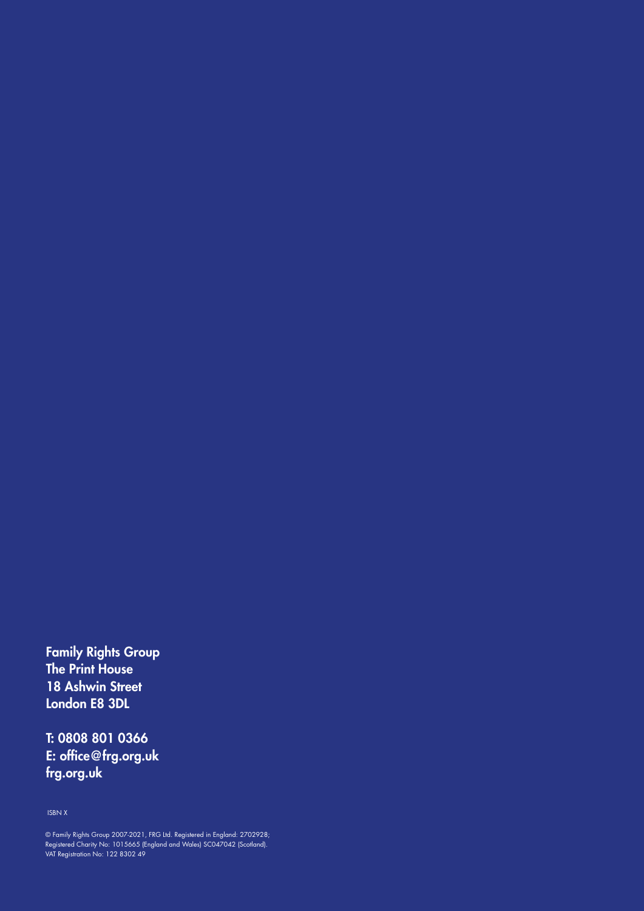**Family Rights Group**
**The Print House**
**18 Ashwin Street**
**London E8 3DL**

**T: 0808 801 0366**
**E: office@frg.org.uk**
**frg.org.uk**

ISBN X

© Family Rights Group 2007-2021, FRG Ltd. Registered in England: 2702928; Registered Charity No: 1015665 (England and Wales) SC047042 (Scotland). VAT Registration No: 122 8302 49